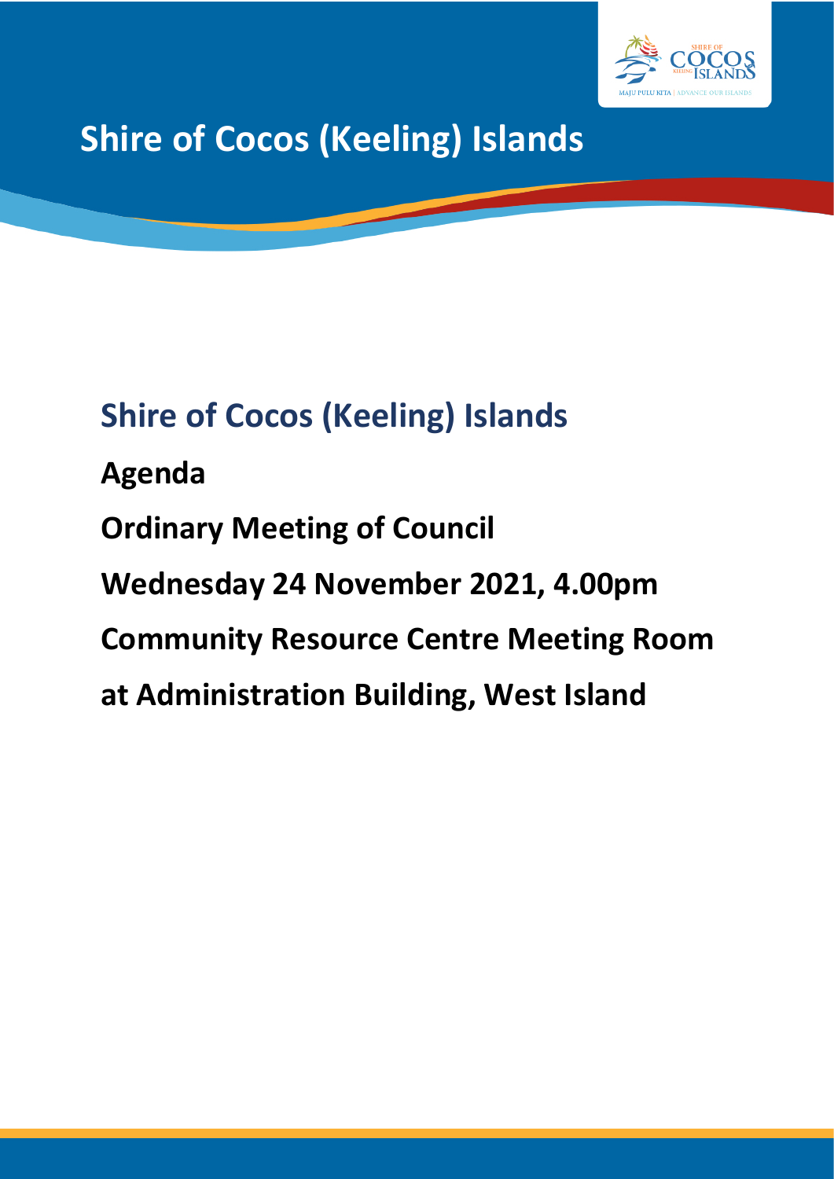# Shire of Cocos (Keeling) Islands

## Shire of Cocos (Keeling) Islands

**Agenda**

**Ordinary Meeting of Council**

**Wednesday 24 November 2021, 4.00pm**

**Community Resource Centre Meeting Room**

**at Administration Building, West Island**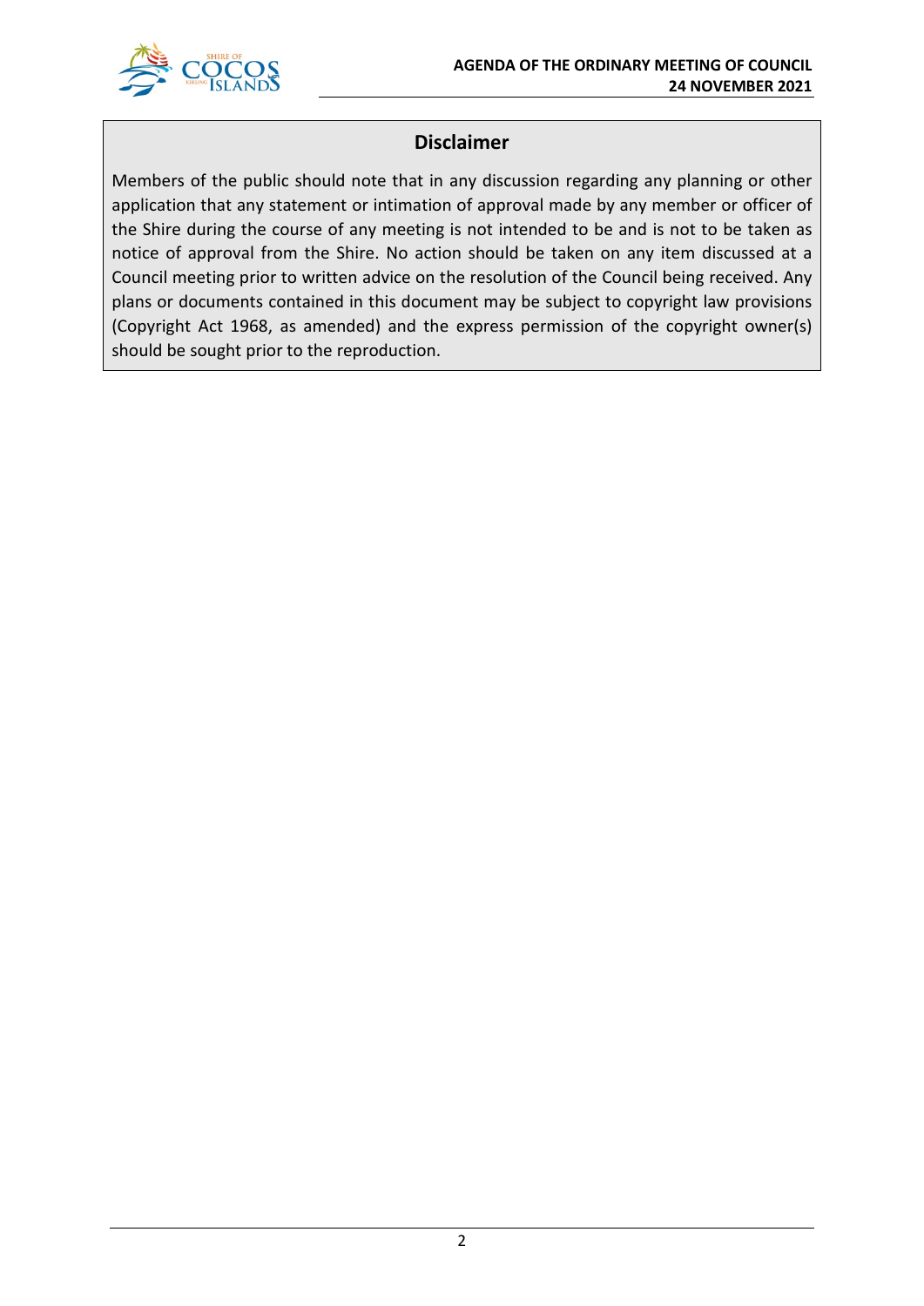## Disclaimer

Members of the public should note that in any discussion regarding any planning or other application that any statement or intimation of approval made by any member or officer of the Shire during the course of any meeting is not intended to be and is not to be taken as notice of approval from the Shire. No action should be taken on any item discussed at a Council meeting prior to written advice on the resolution of the Council being received. Any plans or documents contained in this document may be subject to copyright law provisions (Copyright Act 1968, as amended) and the express permission of the copyright owner(s) should be sought prior to the reproduction.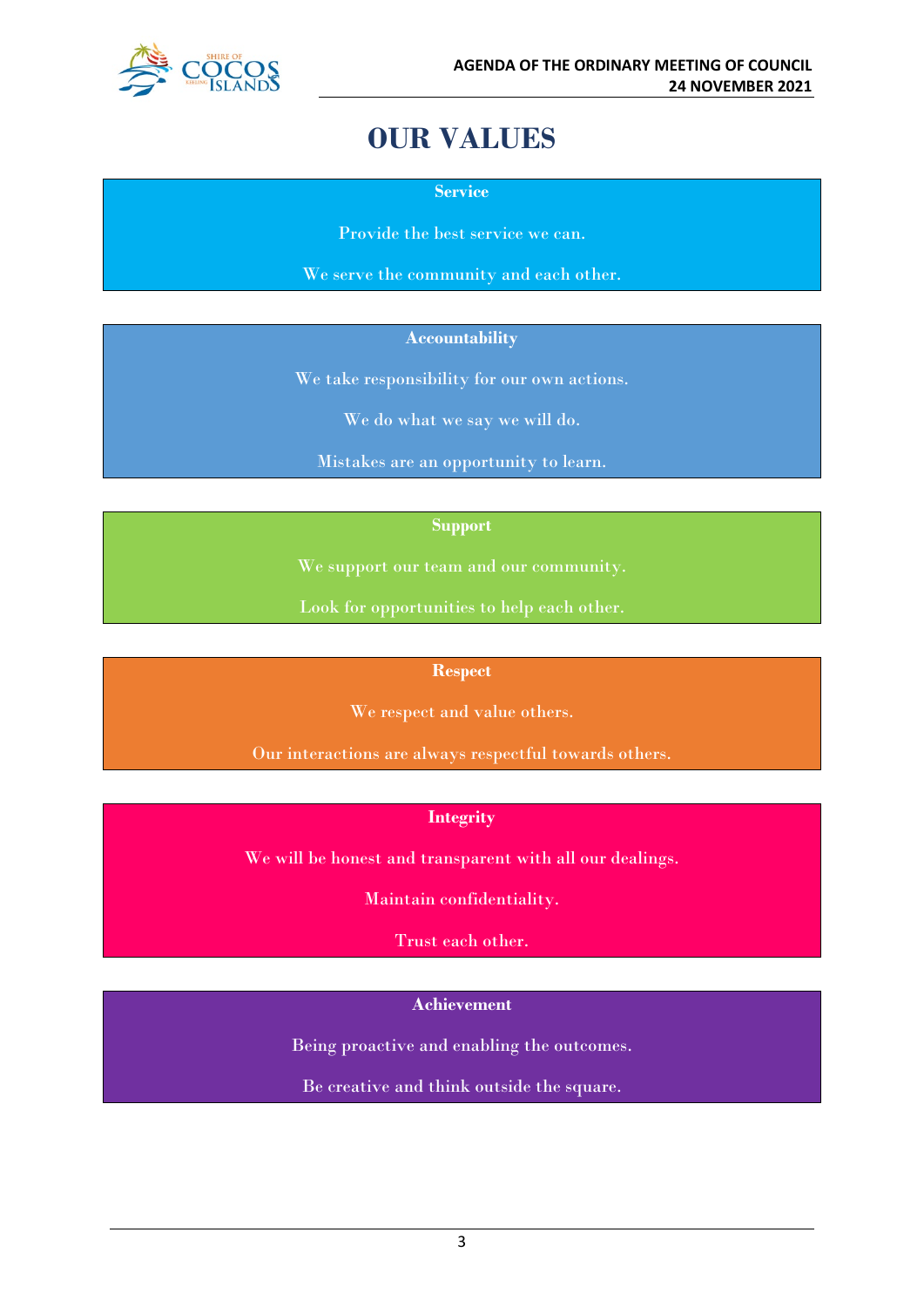# OUR VALUES

**Service**

Provide the best service we can.

We serve the community and each other.

**Accountability**

We take responsibility for our own actions.

We do what we say we will do.

Mistakes are an opportunity to learn.

**Support**

We support our team and our community.

Look for opportunities to help each other.

**Respect**

We respect and value others.

Our interactions are always respectful towards others.

**Integrity**

We will be honest and transparent with all our dealings.

Maintain confidentiality.

Trust each other.

**Achievement**

Being proactive and enabling the outcomes.

Be creative and think outside the square.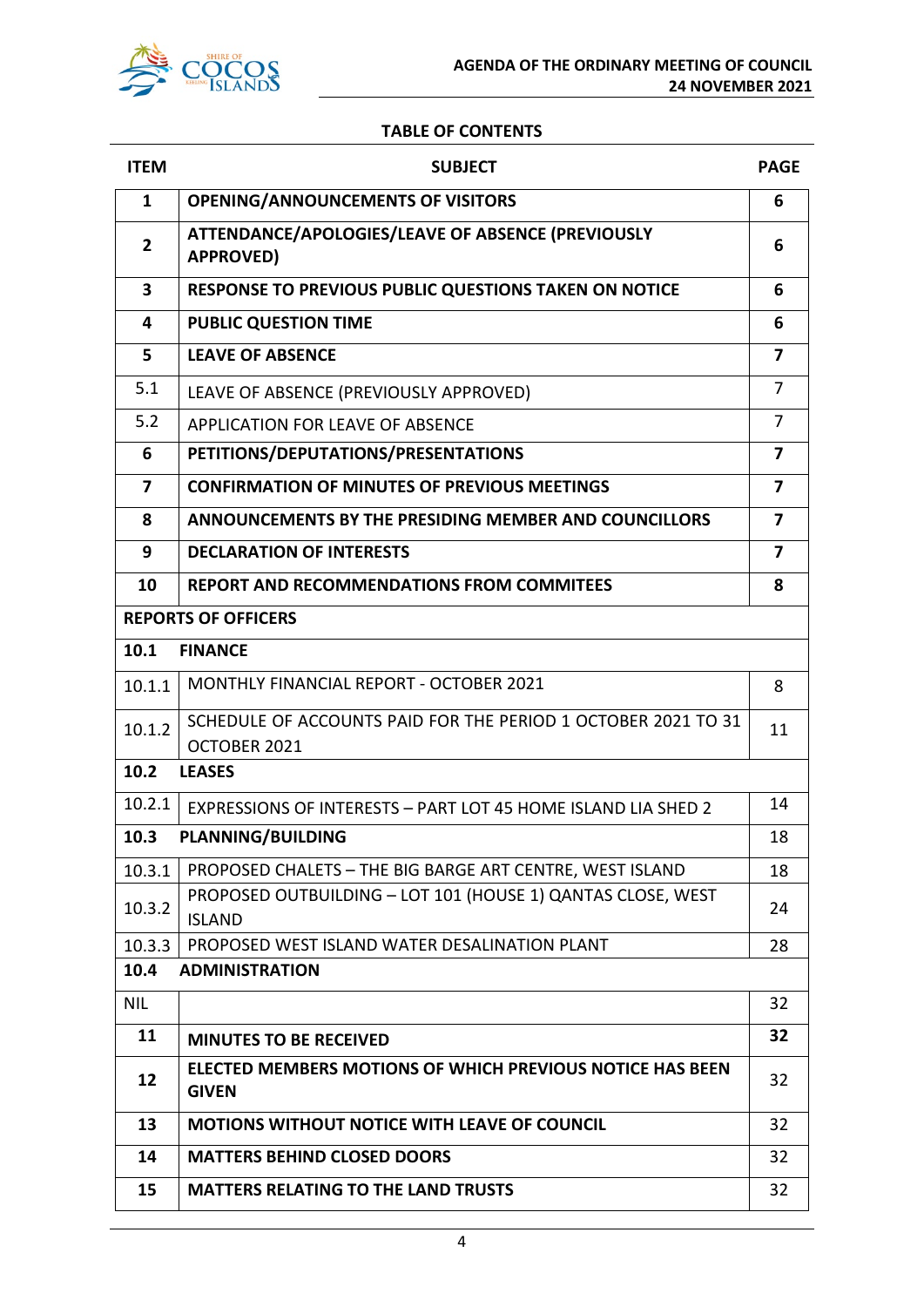## TABLE OF CONTENTS

| ITEM | SUBJECT | PAGE |
|---|---|---|
| **1** | **OPENING/ANNOUNCEMENTS OF VISITORS** | **6** |
| **2** | **ATTENDANCE/APOLOGIES/LEAVE OF ABSENCE (PREVIOUSLY APPROVED)** | **6** |
| **3** | **RESPONSE TO PREVIOUS PUBLIC QUESTIONS TAKEN ON NOTICE** | **6** |
| **4** | **PUBLIC QUESTION TIME** | **6** |
| **5** | **LEAVE OF ABSENCE** | **7** |
| 5.1 | LEAVE OF ABSENCE (PREVIOUSLY APPROVED) | 7 |
| 5.2 | APPLICATION FOR LEAVE OF ABSENCE | 7 |
| **6** | **PETITIONS/DEPUTATIONS/PRESENTATIONS** | **7** |
| **7** | **CONFIRMATION OF MINUTES OF PREVIOUS MEETINGS** | **7** |
| **8** | **ANNOUNCEMENTS BY THE PRESIDING MEMBER AND COUNCILLORS** | **7** |
| **9** | **DECLARATION OF INTERESTS** | **7** |
| **10** | **REPORT AND RECOMMENDATIONS FROM COMMITEES** | **8** |
| **REPORTS OF OFFICERS** | | |
| **10.1** | **FINANCE** | |
| 10.1.1 | MONTHLY FINANCIAL REPORT - OCTOBER 2021 | 8 |
| 10.1.2 | SCHEDULE OF ACCOUNTS PAID FOR THE PERIOD 1 OCTOBER 2021 TO 31 OCTOBER 2021 | 11 |
| **10.2** | **LEASES** | |
| 10.2.1 | EXPRESSIONS OF INTERESTS – PART LOT 45 HOME ISLAND LIA SHED 2 | 14 |
| **10.3** | **PLANNING/BUILDING** | 18 |
| 10.3.1 | PROPOSED CHALETS – THE BIG BARGE ART CENTRE, WEST ISLAND | 18 |
| 10.3.2 | PROPOSED OUTBUILDING – LOT 101 (HOUSE 1) QANTAS CLOSE, WEST ISLAND | 24 |
| 10.3.3 | PROPOSED WEST ISLAND WATER DESALINATION PLANT | 28 |
| **10.4** | **ADMINISTRATION** | |
| NIL | | 32 |
| **11** | **MINUTES TO BE RECEIVED** | **32** |
| **12** | **ELECTED MEMBERS MOTIONS OF WHICH PREVIOUS NOTICE HAS BEEN GIVEN** | 32 |
| **13** | **MOTIONS WITHOUT NOTICE WITH LEAVE OF COUNCIL** | 32 |
| **14** | **MATTERS BEHIND CLOSED DOORS** | 32 |
| **15** | **MATTERS RELATING TO THE LAND TRUSTS** | 32 |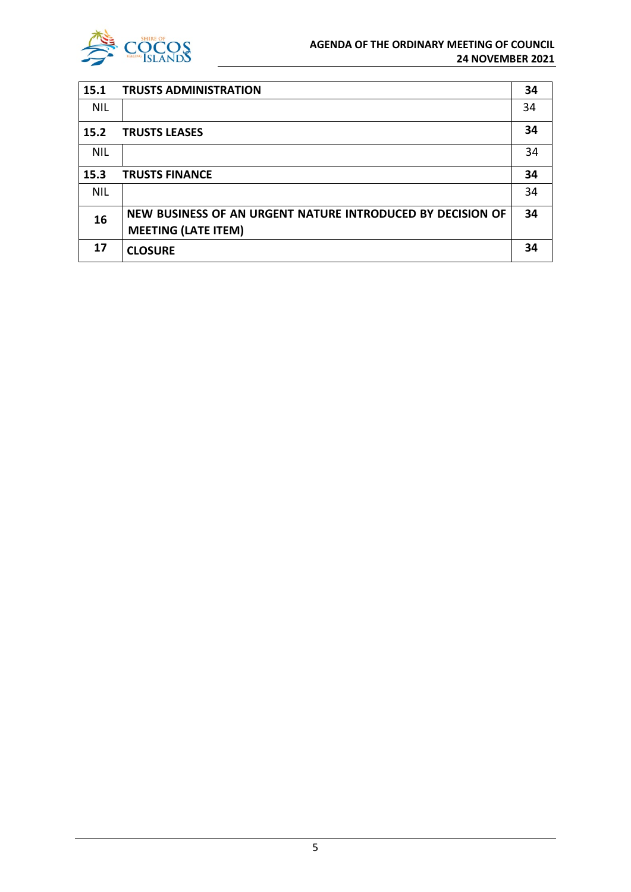| | | |
|---|---|---|
| **15.1** | **TRUSTS ADMINISTRATION** | **34** |
| NIL | | 34 |
| **15.2** | **TRUSTS LEASES** | **34** |
| NIL | | 34 |
| **15.3** | **TRUSTS FINANCE** | **34** |
| NIL | | 34 |
| **16** | **NEW BUSINESS OF AN URGENT NATURE INTRODUCED BY DECISION OF MEETING (LATE ITEM)** | **34** |
| **17** | **CLOSURE** | **34** |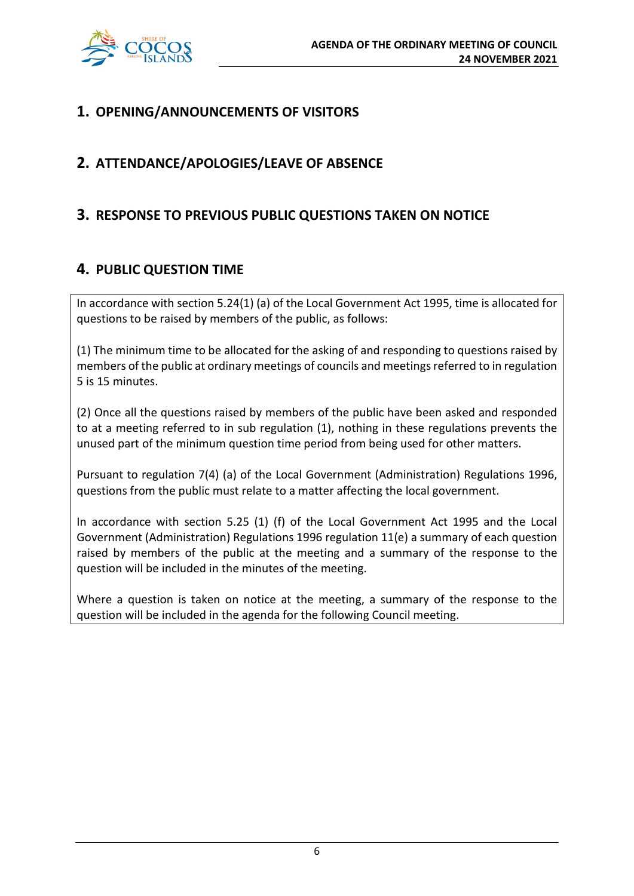## 1. OPENING/ANNOUNCEMENTS OF VISITORS

## 2. ATTENDANCE/APOLOGIES/LEAVE OF ABSENCE

## 3. RESPONSE TO PREVIOUS PUBLIC QUESTIONS TAKEN ON NOTICE

## 4. PUBLIC QUESTION TIME

In accordance with section 5.24(1) (a) of the Local Government Act 1995, time is allocated for questions to be raised by members of the public, as follows:

(1) The minimum time to be allocated for the asking of and responding to questions raised by members of the public at ordinary meetings of councils and meetings referred to in regulation 5 is 15 minutes.

(2) Once all the questions raised by members of the public have been asked and responded to at a meeting referred to in sub regulation (1), nothing in these regulations prevents the unused part of the minimum question time period from being used for other matters.

Pursuant to regulation 7(4) (a) of the Local Government (Administration) Regulations 1996, questions from the public must relate to a matter affecting the local government.

In accordance with section 5.25 (1) (f) of the Local Government Act 1995 and the Local Government (Administration) Regulations 1996 regulation 11(e) a summary of each question raised by members of the public at the meeting and a summary of the response to the question will be included in the minutes of the meeting.

Where a question is taken on notice at the meeting, a summary of the response to the question will be included in the agenda for the following Council meeting.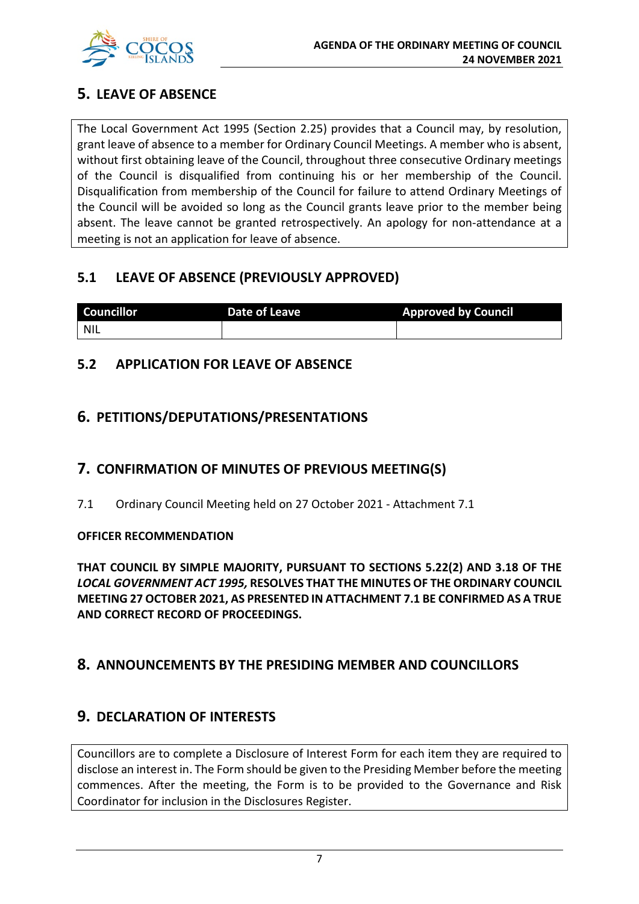## 5. LEAVE OF ABSENCE

The Local Government Act 1995 (Section 2.25) provides that a Council may, by resolution, grant leave of absence to a member for Ordinary Council Meetings. A member who is absent, without first obtaining leave of the Council, throughout three consecutive Ordinary meetings of the Council is disqualified from continuing his or her membership of the Council. Disqualification from membership of the Council for failure to attend Ordinary Meetings of the Council will be avoided so long as the Council grants leave prior to the member being absent. The leave cannot be granted retrospectively. An apology for non-attendance at a meeting is not an application for leave of absence.

### 5.1 LEAVE OF ABSENCE (PREVIOUSLY APPROVED)

| Councillor | Date of Leave | Approved by Council |
|---|---|---|
| NIL | | |

### 5.2 APPLICATION FOR LEAVE OF ABSENCE

## 6. PETITIONS/DEPUTATIONS/PRESENTATIONS

## 7. CONFIRMATION OF MINUTES OF PREVIOUS MEETING(S)

7.1 Ordinary Council Meeting held on 27 October 2021 - Attachment 7.1

**OFFICER RECOMMENDATION**

**THAT COUNCIL BY SIMPLE MAJORITY, PURSUANT TO SECTIONS 5.22(2) AND 3.18 OF THE *LOCAL GOVERNMENT ACT 1995,* RESOLVES THAT THE MINUTES OF THE ORDINARY COUNCIL MEETING 27 OCTOBER 2021, AS PRESENTED IN ATTACHMENT 7.1 BE CONFIRMED AS A TRUE AND CORRECT RECORD OF PROCEEDINGS.**

## 8. ANNOUNCEMENTS BY THE PRESIDING MEMBER AND COUNCILLORS

## 9. DECLARATION OF INTERESTS

Councillors are to complete a Disclosure of Interest Form for each item they are required to disclose an interest in. The Form should be given to the Presiding Member before the meeting commences. After the meeting, the Form is to be provided to the Governance and Risk Coordinator for inclusion in the Disclosures Register.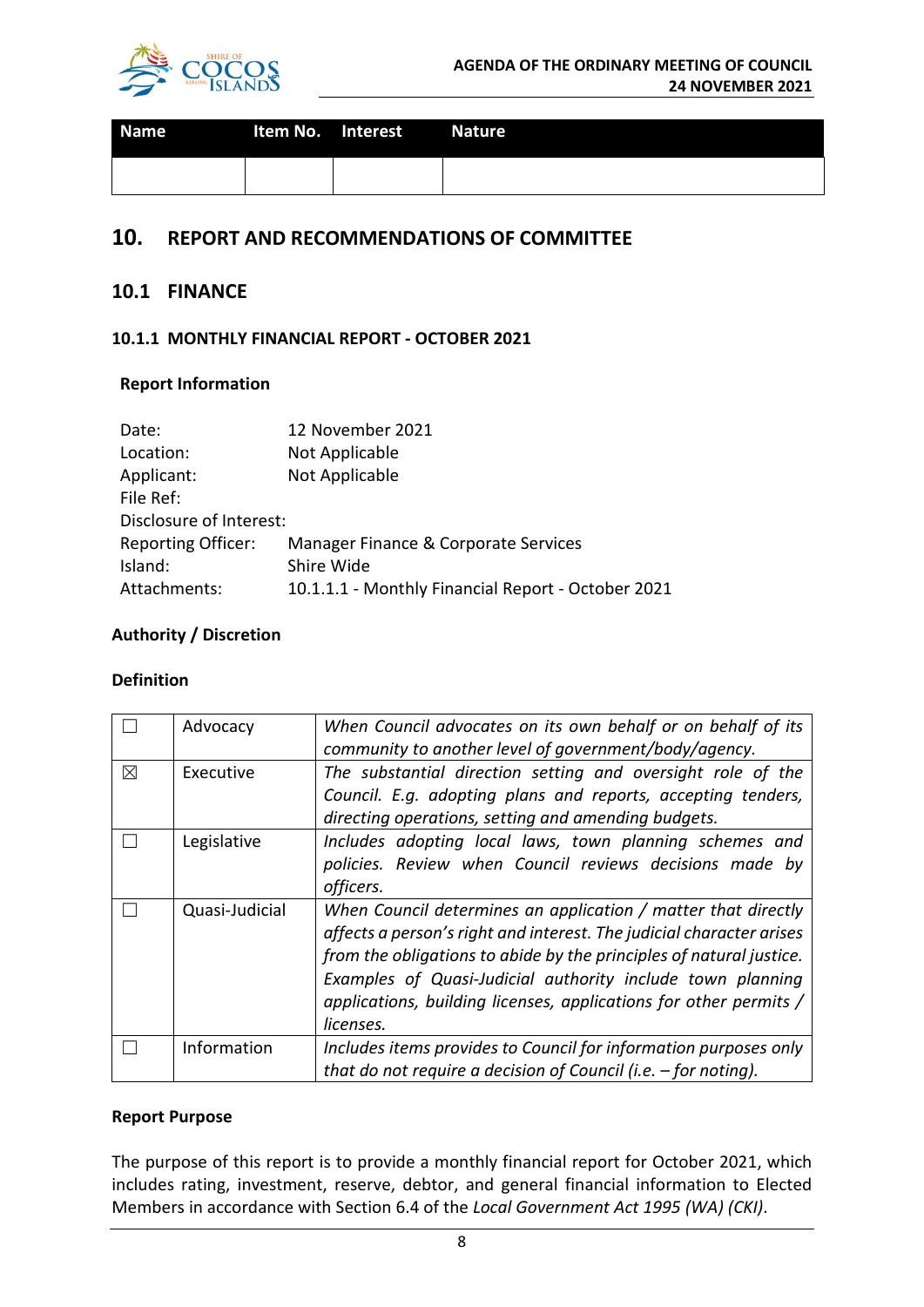| Name | Item No. | Interest | Nature |
|---|---|---|---|
| | | | |

# 10. REPORT AND RECOMMENDATIONS OF COMMITTEE

## 10.1 FINANCE

### 10.1.1 MONTHLY FINANCIAL REPORT - OCTOBER 2021

**Report Information**

| | |
|---|---|
| Date: | 12 November 2021 |
| Location: | Not Applicable |
| Applicant: | Not Applicable |
| File Ref: | |
| Disclosure of Interest: | |
| Reporting Officer: | Manager Finance & Corporate Services |
| Island: | Shire Wide |
| Attachments: | 10.1.1.1 - Monthly Financial Report - October 2021 |

**Authority / Discretion**

**Definition**

| | | |
|---|---|---|
| ☐ | Advocacy | *When Council advocates on its own behalf or on behalf of its community to another level of government/body/agency.* |
| ☒ | Executive | *The substantial direction setting and oversight role of the Council. E.g. adopting plans and reports, accepting tenders, directing operations, setting and amending budgets.* |
| ☐ | Legislative | *Includes adopting local laws, town planning schemes and policies. Review when Council reviews decisions made by officers.* |
| ☐ | Quasi-Judicial | *When Council determines an application / matter that directly affects a person's right and interest. The judicial character arises from the obligations to abide by the principles of natural justice. Examples of Quasi-Judicial authority include town planning applications, building licenses, applications for other permits / licenses.* |
| ☐ | Information | *Includes items provides to Council for information purposes only that do not require a decision of Council (i.e. – for noting).* |

**Report Purpose**

The purpose of this report is to provide a monthly financial report for October 2021, which includes rating, investment, reserve, debtor, and general financial information to Elected Members in accordance with Section 6.4 of the *Local Government Act 1995 (WA) (CKI)*.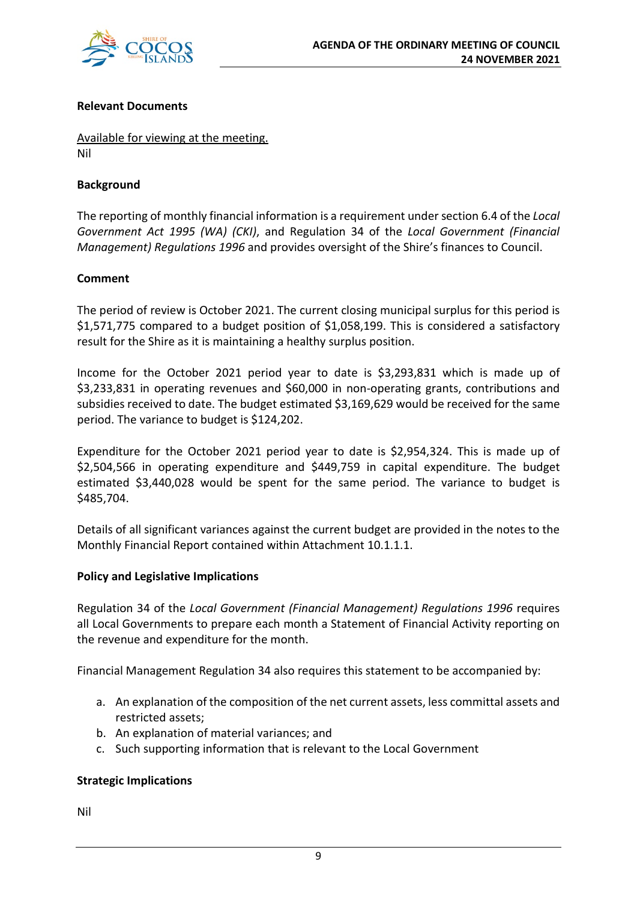**Relevant Documents**

Available for viewing at the meeting.
Nil

**Background**

The reporting of monthly financial information is a requirement under section 6.4 of the *Local Government Act 1995 (WA) (CKI)*, and Regulation 34 of the *Local Government (Financial Management) Regulations 1996* and provides oversight of the Shire's finances to Council.

**Comment**

The period of review is October 2021. The current closing municipal surplus for this period is $1,571,775 compared to a budget position of $1,058,199. This is considered a satisfactory result for the Shire as it is maintaining a healthy surplus position.

Income for the October 2021 period year to date is $3,293,831 which is made up of $3,233,831 in operating revenues and $60,000 in non-operating grants, contributions and subsidies received to date. The budget estimated $3,169,629 would be received for the same period. The variance to budget is $124,202.

Expenditure for the October 2021 period year to date is $2,954,324. This is made up of $2,504,566 in operating expenditure and $449,759 in capital expenditure. The budget estimated $3,440,028 would be spent for the same period. The variance to budget is $485,704.

Details of all significant variances against the current budget are provided in the notes to the Monthly Financial Report contained within Attachment 10.1.1.1.

**Policy and Legislative Implications**

Regulation 34 of the *Local Government (Financial Management) Regulations 1996* requires all Local Governments to prepare each month a Statement of Financial Activity reporting on the revenue and expenditure for the month.

Financial Management Regulation 34 also requires this statement to be accompanied by:

a. An explanation of the composition of the net current assets, less committal assets and restricted assets;
b. An explanation of material variances; and
c. Such supporting information that is relevant to the Local Government

**Strategic Implications**

Nil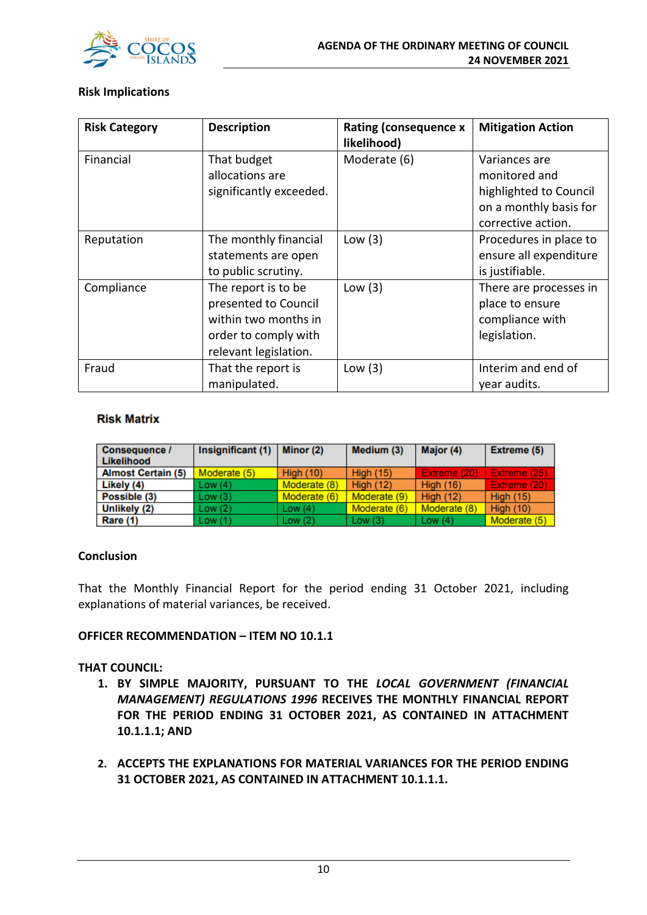### Risk Implications

| Risk Category | Description | Rating (consequence x likelihood) | Mitigation Action |
|---|---|---|---|
| Financial | That budget allocations are significantly exceeded. | Moderate (6) | Variances are monitored and highlighted to Council on a monthly basis for corrective action. |
| Reputation | The monthly financial statements are open to public scrutiny. | Low (3) | Procedures in place to ensure all expenditure is justifiable. |
| Compliance | The report is to be presented to Council within two months in order to comply with relevant legislation. | Low (3) | There are processes in place to ensure compliance with legislation. |
| Fraud | That the report is manipulated. | Low (3) | Interim and end of year audits. |

**Risk Matrix**

| Consequence / Likelihood | Insignificant (1) | Minor (2) | Medium (3) | Major (4) | Extreme (5) |
|---|---|---|---|---|---|
| Almost Certain (5) | Moderate (5) | High (10) | High (15) | Extreme (20) | Extreme (25) |
| Likely (4) | Low (4) | Moderate (8) | High (12) | High (16) | Extreme (20) |
| Possible (3) | Low (3) | Moderate (6) | Moderate (9) | High (12) | High (15) |
| Unlikely (2) | Low (2) | Low (4) | Moderate (6) | Moderate (8) | High (10) |
| Rare (1) | Low (1) | Low (2) | Low (3) | Low (4) | Moderate (5) |

### Conclusion

That the Monthly Financial Report for the period ending 31 October 2021, including explanations of material variances, be received.

**OFFICER RECOMMENDATION – ITEM NO 10.1.1**

**THAT COUNCIL:**

1. **BY SIMPLE MAJORITY, PURSUANT TO THE *LOCAL GOVERNMENT (FINANCIAL MANAGEMENT) REGULATIONS 1996* RECEIVES THE MONTHLY FINANCIAL REPORT FOR THE PERIOD ENDING 31 OCTOBER 2021, AS CONTAINED IN ATTACHMENT 10.1.1.1; AND**

2. **ACCEPTS THE EXPLANATIONS FOR MATERIAL VARIANCES FOR THE PERIOD ENDING 31 OCTOBER 2021, AS CONTAINED IN ATTACHMENT 10.1.1.1.**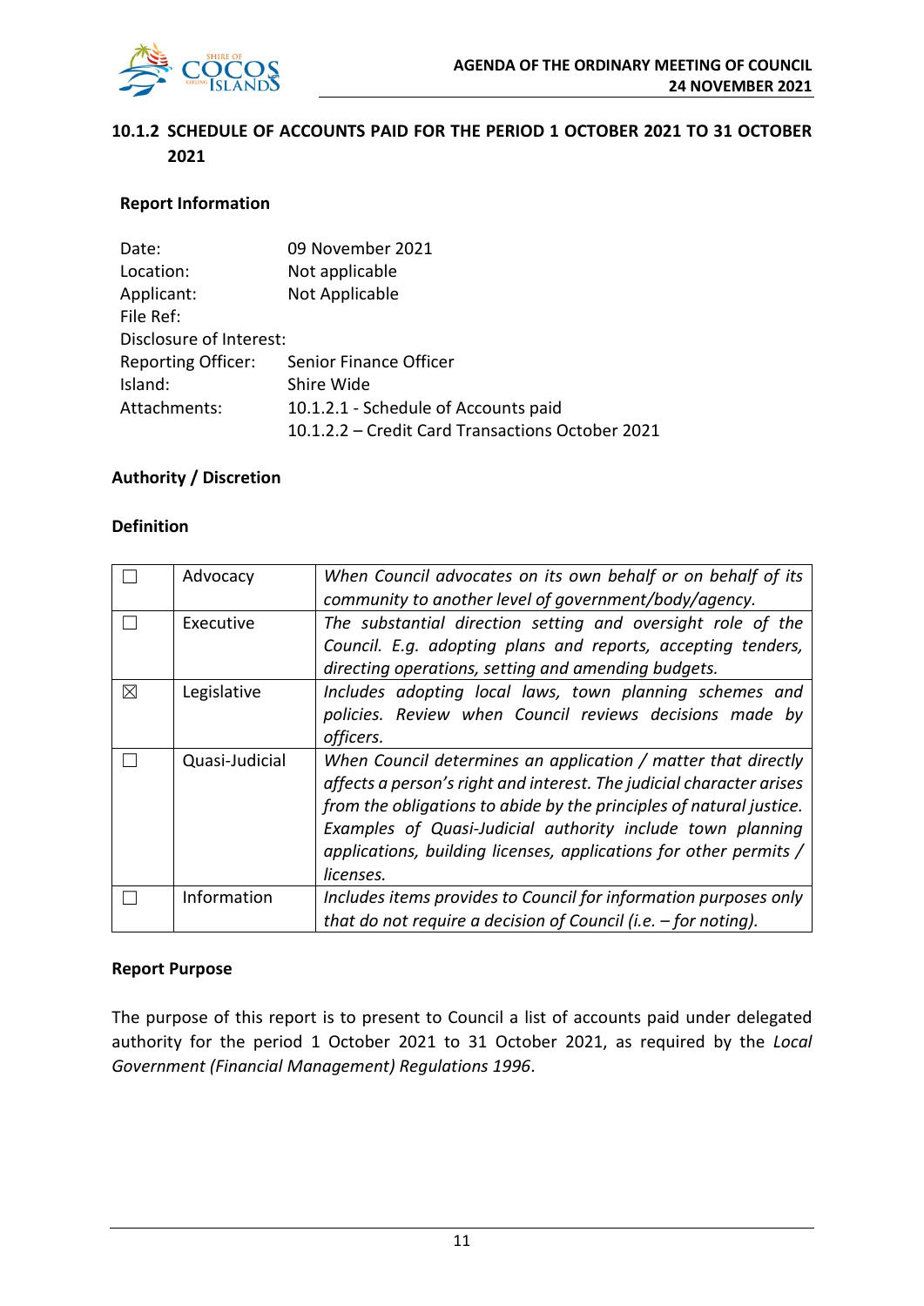## 10.1.2 SCHEDULE OF ACCOUNTS PAID FOR THE PERIOD 1 OCTOBER 2021 TO 31 OCTOBER 2021

### Report Information

| | |
|---|---|
| Date: | 09 November 2021 |
| Location: | Not applicable |
| Applicant: | Not Applicable |
| File Ref: | |
| Disclosure of Interest: | |
| Reporting Officer: | Senior Finance Officer |
| Island: | Shire Wide |
| Attachments: | 10.1.2.1 - Schedule of Accounts paid<br>10.1.2.2 – Credit Card Transactions October 2021 |

### Authority / Discretion

### Definition

| | | |
|---|---|---|
| ☐ | Advocacy | *When Council advocates on its own behalf or on behalf of its community to another level of government/body/agency.* |
| ☐ | Executive | *The substantial direction setting and oversight role of the Council. E.g. adopting plans and reports, accepting tenders, directing operations, setting and amending budgets.* |
| ☒ | Legislative | *Includes adopting local laws, town planning schemes and policies. Review when Council reviews decisions made by officers.* |
| ☐ | Quasi-Judicial | *When Council determines an application / matter that directly affects a person's right and interest. The judicial character arises from the obligations to abide by the principles of natural justice. Examples of Quasi-Judicial authority include town planning applications, building licenses, applications for other permits / licenses.* |
| ☐ | Information | *Includes items provides to Council for information purposes only that do not require a decision of Council (i.e. – for noting).* |

### Report Purpose

The purpose of this report is to present to Council a list of accounts paid under delegated authority for the period 1 October 2021 to 31 October 2021, as required by the *Local Government (Financial Management) Regulations 1996*.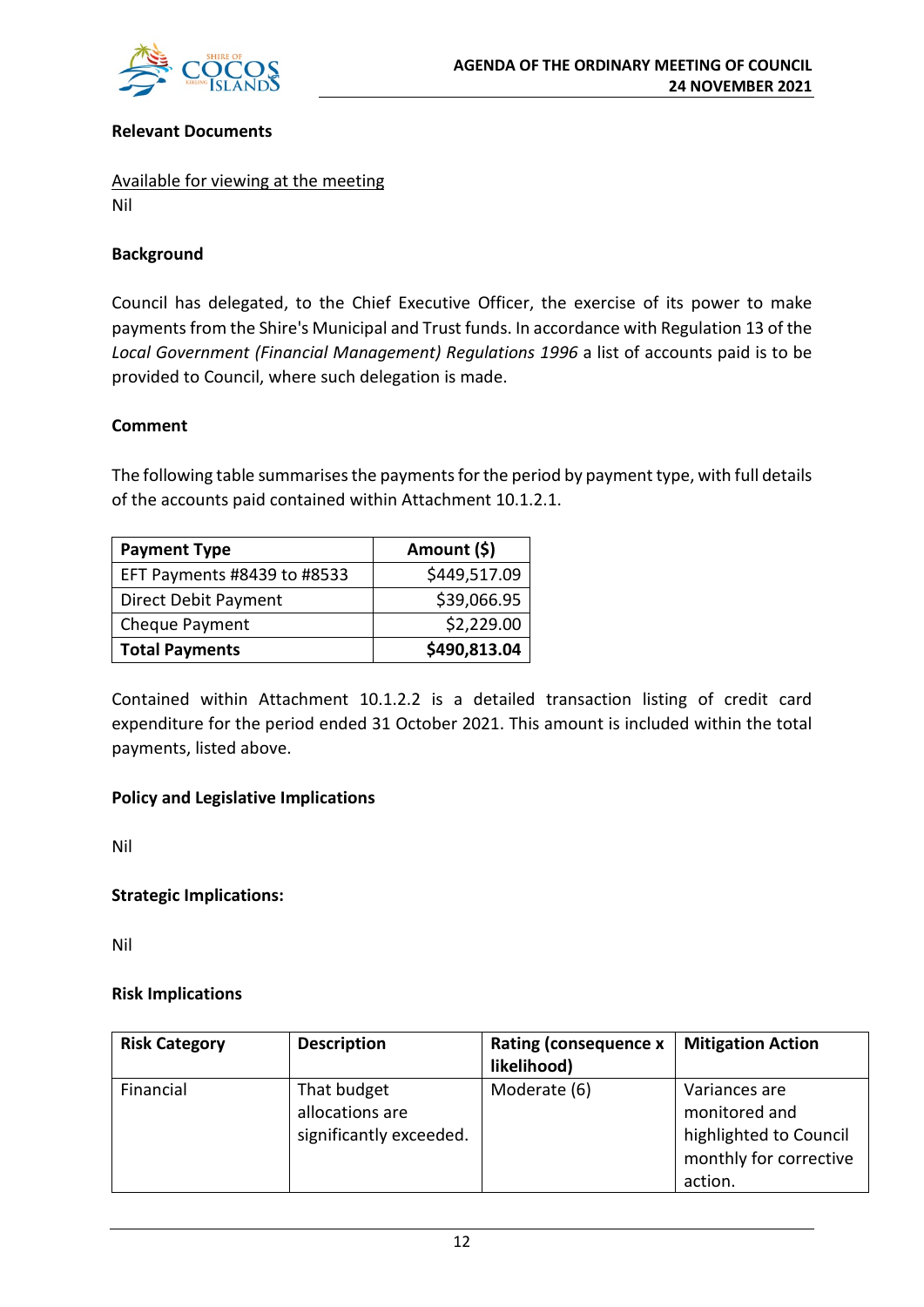**Relevant Documents**

Available for viewing at the meeting
Nil

**Background**

Council has delegated, to the Chief Executive Officer, the exercise of its power to make payments from the Shire's Municipal and Trust funds. In accordance with Regulation 13 of the *Local Government (Financial Management) Regulations 1996* a list of accounts paid is to be provided to Council, where such delegation is made.

**Comment**

The following table summarises the payments for the period by payment type, with full details of the accounts paid contained within Attachment 10.1.2.1.

| Payment Type | Amount ($) |
|---|---:|
| EFT Payments #8439 to #8533 | $449,517.09 |
| Direct Debit Payment | $39,066.95 |
| Cheque Payment | $2,229.00 |
| **Total Payments** | **$490,813.04** |

Contained within Attachment 10.1.2.2 is a detailed transaction listing of credit card expenditure for the period ended 31 October 2021. This amount is included within the total payments, listed above.

**Policy and Legislative Implications**

Nil

**Strategic Implications:**

Nil

**Risk Implications**

| Risk Category | Description | Rating (consequence x likelihood) | Mitigation Action |
|---|---|---|---|
| Financial | That budget allocations are significantly exceeded. | Moderate (6) | Variances are monitored and highlighted to Council monthly for corrective action. |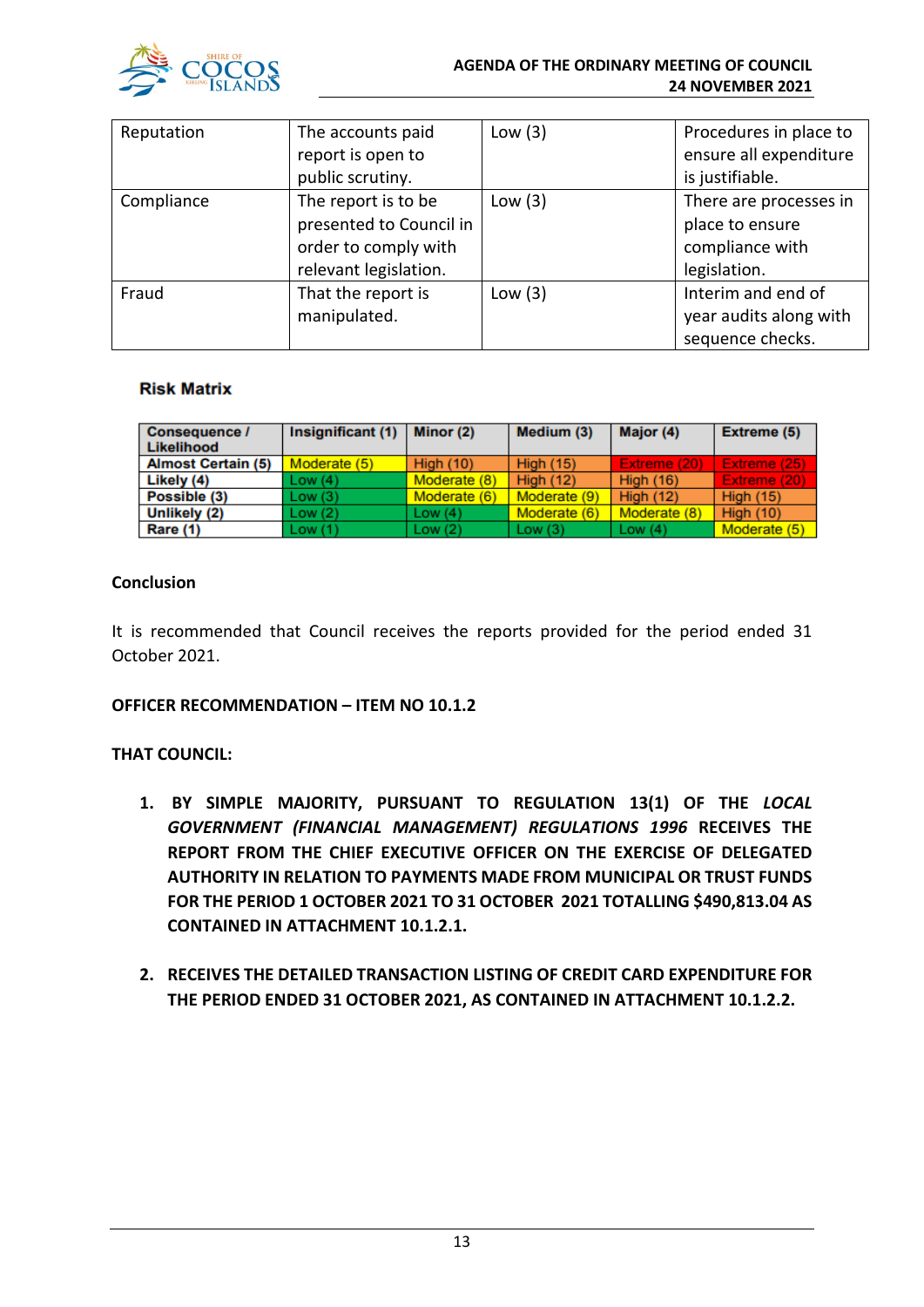| Reputation | The accounts paid report is open to public scrutiny. | Low (3) | Procedures in place to ensure all expenditure is justifiable. |
|---|---|---|---|
| Compliance | The report is to be presented to Council in order to comply with relevant legislation. | Low (3) | There are processes in place to ensure compliance with legislation. |
| Fraud | That the report is manipulated. | Low (3) | Interim and end of year audits along with sequence checks. |

**Risk Matrix**

| Consequence / Likelihood | Insignificant (1) | Minor (2) | Medium (3) | Major (4) | Extreme (5) |
|---|---|---|---|---|---|
| Almost Certain (5) | Moderate (5) | High (10) | High (15) | Extreme (20) | Extreme (25) |
| Likely (4) | Low (4) | Moderate (8) | High (12) | High (16) | Extreme (20) |
| Possible (3) | Low (3) | Moderate (6) | Moderate (9) | High (12) | High (15) |
| Unlikely (2) | Low (2) | Low (4) | Moderate (6) | Moderate (8) | High (10) |
| Rare (1) | Low (1) | Low (2) | Low (3) | Low (4) | Moderate (5) |

**Conclusion**

It is recommended that Council receives the reports provided for the period ended 31 October 2021.

**OFFICER RECOMMENDATION – ITEM NO 10.1.2**

**THAT COUNCIL:**

1. **BY SIMPLE MAJORITY, PURSUANT TO REGULATION 13(1) OF THE *LOCAL GOVERNMENT (FINANCIAL MANAGEMENT) REGULATIONS 1996* RECEIVES THE REPORT FROM THE CHIEF EXECUTIVE OFFICER ON THE EXERCISE OF DELEGATED AUTHORITY IN RELATION TO PAYMENTS MADE FROM MUNICIPAL OR TRUST FUNDS FOR THE PERIOD 1 OCTOBER 2021 TO 31 OCTOBER 2021 TOTALLING $490,813.04 AS CONTAINED IN ATTACHMENT 10.1.2.1.**

2. **RECEIVES THE DETAILED TRANSACTION LISTING OF CREDIT CARD EXPENDITURE FOR THE PERIOD ENDED 31 OCTOBER 2021, AS CONTAINED IN ATTACHMENT 10.1.2.2.**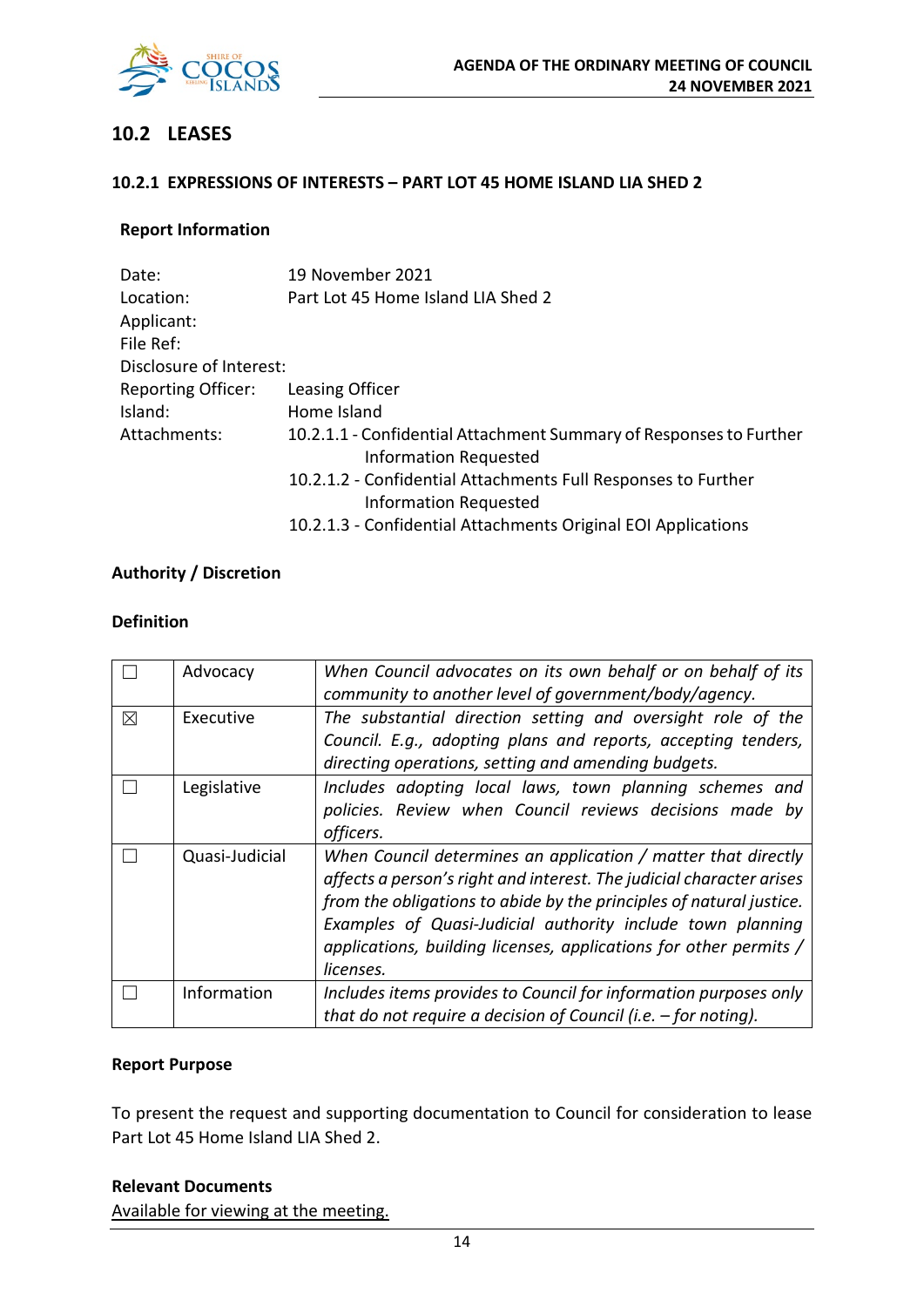## 10.2 LEASES

### 10.2.1 EXPRESSIONS OF INTERESTS – PART LOT 45 HOME ISLAND LIA SHED 2

**Report Information**

| | |
|---|---|
| Date: | 19 November 2021 |
| Location: | Part Lot 45 Home Island LIA Shed 2 |
| Applicant: | |
| File Ref: | |
| Disclosure of Interest: | |
| Reporting Officer: | Leasing Officer |
| Island: | Home Island |
| Attachments: | 10.2.1.1 - Confidential Attachment Summary of Responses to Further Information Requested<br>10.2.1.2 - Confidential Attachments Full Responses to Further Information Requested<br>10.2.1.3 - Confidential Attachments Original EOI Applications |

**Authority / Discretion**

**Definition**

| | | |
|---|---|---|
| ☐ | Advocacy | *When Council advocates on its own behalf or on behalf of its community to another level of government/body/agency.* |
| ☒ | Executive | *The substantial direction setting and oversight role of the Council. E.g., adopting plans and reports, accepting tenders, directing operations, setting and amending budgets.* |
| ☐ | Legislative | *Includes adopting local laws, town planning schemes and policies. Review when Council reviews decisions made by officers.* |
| ☐ | Quasi-Judicial | *When Council determines an application / matter that directly affects a person's right and interest. The judicial character arises from the obligations to abide by the principles of natural justice. Examples of Quasi-Judicial authority include town planning applications, building licenses, applications for other permits / licenses.* |
| ☐ | Information | *Includes items provides to Council for information purposes only that do not require a decision of Council (i.e. – for noting).* |

**Report Purpose**

To present the request and supporting documentation to Council for consideration to lease Part Lot 45 Home Island LIA Shed 2.

**Relevant Documents**

Available for viewing at the meeting.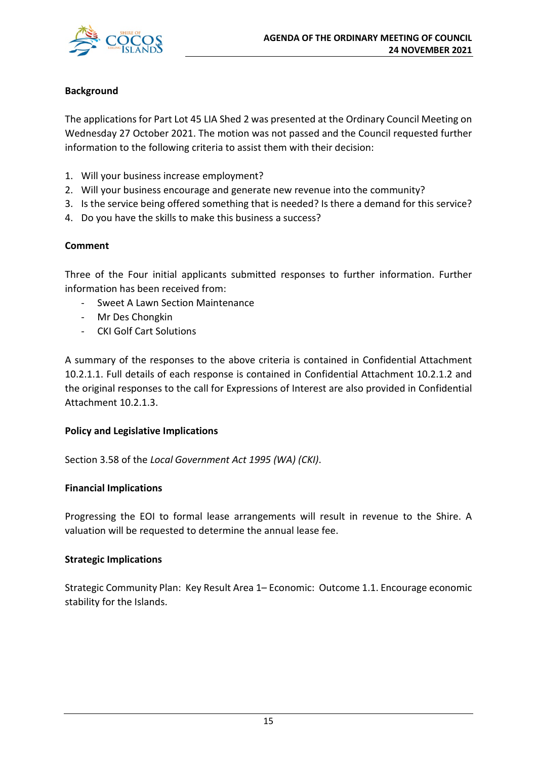**Background**

The applications for Part Lot 45 LIA Shed 2 was presented at the Ordinary Council Meeting on Wednesday 27 October 2021. The motion was not passed and the Council requested further information to the following criteria to assist them with their decision:

1. Will your business increase employment?
2. Will your business encourage and generate new revenue into the community?
3. Is the service being offered something that is needed? Is there a demand for this service?
4. Do you have the skills to make this business a success?

**Comment**

Three of the Four initial applicants submitted responses to further information. Further information has been received from:

- Sweet A Lawn Section Maintenance
- Mr Des Chongkin
- CKI Golf Cart Solutions

A summary of the responses to the above criteria is contained in Confidential Attachment 10.2.1.1. Full details of each response is contained in Confidential Attachment 10.2.1.2 and the original responses to the call for Expressions of Interest are also provided in Confidential Attachment 10.2.1.3.

**Policy and Legislative Implications**

Section 3.58 of the *Local Government Act 1995 (WA) (CKI)*.

**Financial Implications**

Progressing the EOI to formal lease arrangements will result in revenue to the Shire. A valuation will be requested to determine the annual lease fee.

**Strategic Implications**

Strategic Community Plan: Key Result Area 1– Economic: Outcome 1.1. Encourage economic stability for the Islands.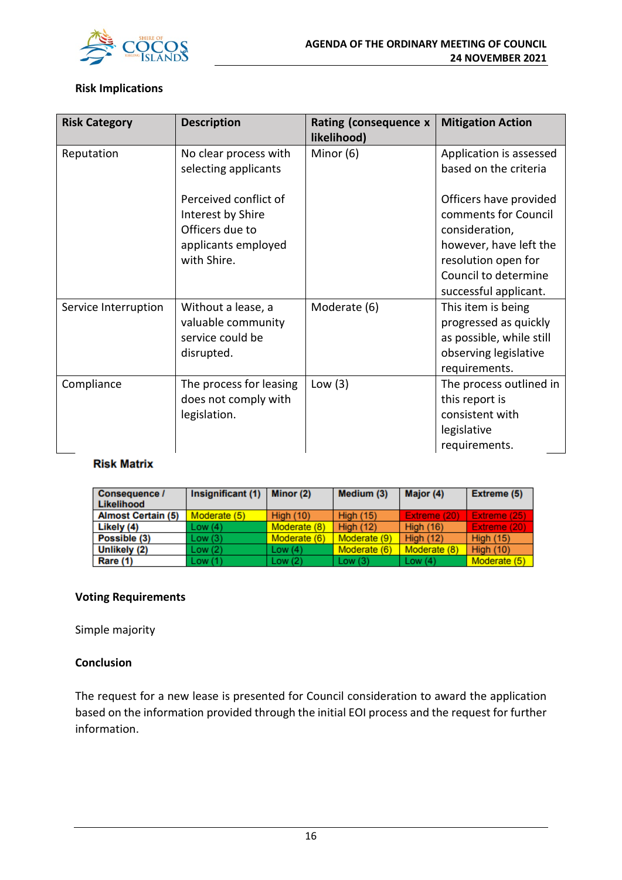**Risk Implications**

| Risk Category | Description | Rating (consequence x likelihood) | Mitigation Action |
|---|---|---|---|
| Reputation | No clear process with selecting applicants<br><br>Perceived conflict of Interest by Shire Officers due to applicants employed with Shire. | Minor (6) | Application is assessed based on the criteria<br><br>Officers have provided comments for Council consideration, however, have left the resolution open for Council to determine successful applicant. |
| Service Interruption | Without a lease, a valuable community service could be disrupted. | Moderate (6) | This item is being progressed as quickly as possible, while still observing legislative requirements. |
| Compliance | The process for leasing does not comply with legislation. | Low (3) | The process outlined in this report is consistent with legislative requirements. |

**Risk Matrix**

| Consequence / Likelihood | Insignificant (1) | Minor (2) | Medium (3) | Major (4) | Extreme (5) |
|---|---|---|---|---|---|
| Almost Certain (5) | Moderate (5) | High (10) | High (15) | Extreme (20) | Extreme (25) |
| Likely (4) | Low (4) | Moderate (8) | High (12) | High (16) | Extreme (20) |
| Possible (3) | Low (3) | Moderate (6) | Moderate (9) | High (12) | High (15) |
| Unlikely (2) | Low (2) | Low (4) | Moderate (6) | Moderate (8) | High (10) |
| Rare (1) | Low (1) | Low (2) | Low (3) | Low (4) | Moderate (5) |

**Voting Requirements**

Simple majority

**Conclusion**

The request for a new lease is presented for Council consideration to award the application based on the information provided through the initial EOI process and the request for further information.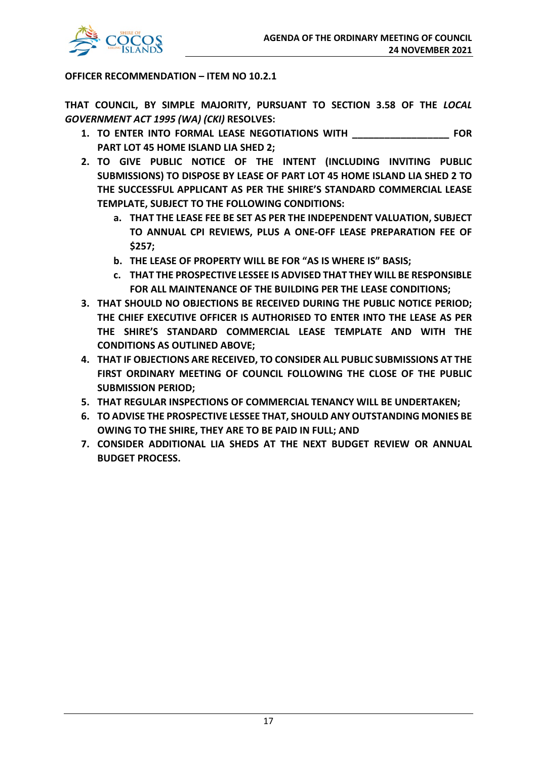**OFFICER RECOMMENDATION – ITEM NO 10.2.1**

**THAT COUNCIL, BY SIMPLE MAJORITY, PURSUANT TO SECTION 3.58 OF THE *LOCAL GOVERNMENT ACT 1995 (WA) (CKI)* RESOLVES:**

1. **TO ENTER INTO FORMAL LEASE NEGOTIATIONS WITH __________________ FOR PART LOT 45 HOME ISLAND LIA SHED 2;**
2. **TO GIVE PUBLIC NOTICE OF THE INTENT (INCLUDING INVITING PUBLIC SUBMISSIONS) TO DISPOSE BY LEASE OF PART LOT 45 HOME ISLAND LIA SHED 2 TO THE SUCCESSFUL APPLICANT AS PER THE SHIRE'S STANDARD COMMERCIAL LEASE TEMPLATE, SUBJECT TO THE FOLLOWING CONDITIONS:**
   a. **THAT THE LEASE FEE BE SET AS PER THE INDEPENDENT VALUATION, SUBJECT TO ANNUAL CPI REVIEWS, PLUS A ONE-OFF LEASE PREPARATION FEE OF $257;**
   b. **THE LEASE OF PROPERTY WILL BE FOR "AS IS WHERE IS" BASIS;**
   c. **THAT THE PROSPECTIVE LESSEE IS ADVISED THAT THEY WILL BE RESPONSIBLE FOR ALL MAINTENANCE OF THE BUILDING PER THE LEASE CONDITIONS;**
3. **THAT SHOULD NO OBJECTIONS BE RECEIVED DURING THE PUBLIC NOTICE PERIOD; THE CHIEF EXECUTIVE OFFICER IS AUTHORISED TO ENTER INTO THE LEASE AS PER THE SHIRE'S STANDARD COMMERCIAL LEASE TEMPLATE AND WITH THE CONDITIONS AS OUTLINED ABOVE;**
4. **THAT IF OBJECTIONS ARE RECEIVED, TO CONSIDER ALL PUBLIC SUBMISSIONS AT THE FIRST ORDINARY MEETING OF COUNCIL FOLLOWING THE CLOSE OF THE PUBLIC SUBMISSION PERIOD;**
5. **THAT REGULAR INSPECTIONS OF COMMERCIAL TENANCY WILL BE UNDERTAKEN;**
6. **TO ADVISE THE PROSPECTIVE LESSEE THAT, SHOULD ANY OUTSTANDING MONIES BE OWING TO THE SHIRE, THEY ARE TO BE PAID IN FULL; AND**
7. **CONSIDER ADDITIONAL LIA SHEDS AT THE NEXT BUDGET REVIEW OR ANNUAL BUDGET PROCESS.**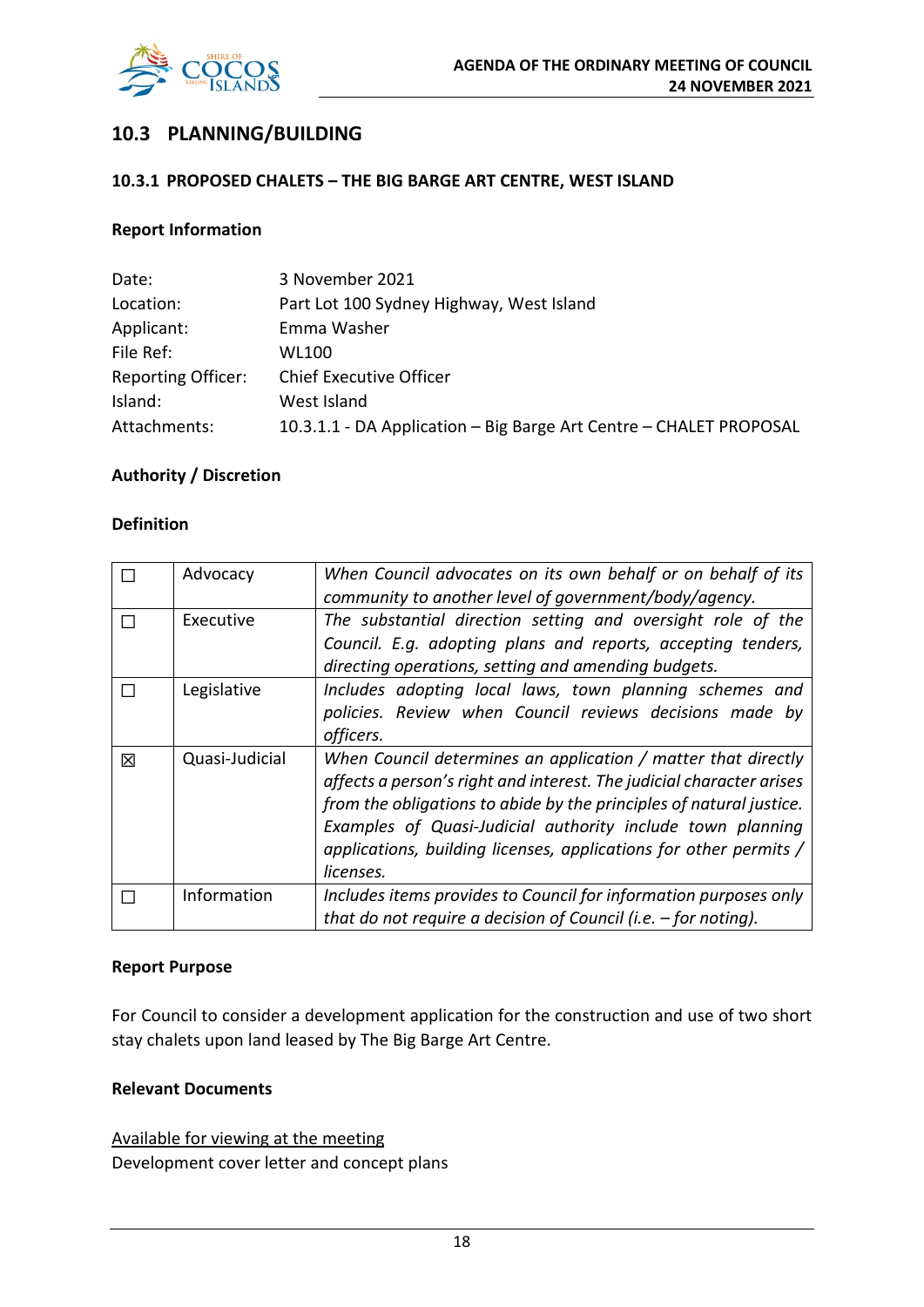## 10.3 PLANNING/BUILDING

### 10.3.1 PROPOSED CHALETS – THE BIG BARGE ART CENTRE, WEST ISLAND

**Report Information**

| | |
|---|---|
| Date: | 3 November 2021 |
| Location: | Part Lot 100 Sydney Highway, West Island |
| Applicant: | Emma Washer |
| File Ref: | WL100 |
| Reporting Officer: | Chief Executive Officer |
| Island: | West Island |
| Attachments: | 10.3.1.1 - DA Application – Big Barge Art Centre – CHALET PROPOSAL |

**Authority / Discretion**

**Definition**

| | | |
|---|---|---|
| ☐ | Advocacy | *When Council advocates on its own behalf or on behalf of its community to another level of government/body/agency.* |
| ☐ | Executive | *The substantial direction setting and oversight role of the Council. E.g. adopting plans and reports, accepting tenders, directing operations, setting and amending budgets.* |
| ☐ | Legislative | *Includes adopting local laws, town planning schemes and policies. Review when Council reviews decisions made by officers.* |
| ☒ | Quasi-Judicial | *When Council determines an application / matter that directly affects a person's right and interest. The judicial character arises from the obligations to abide by the principles of natural justice. Examples of Quasi-Judicial authority include town planning applications, building licenses, applications for other permits / licenses.* |
| ☐ | Information | *Includes items provides to Council for information purposes only that do not require a decision of Council (i.e. – for noting).* |

**Report Purpose**

For Council to consider a development application for the construction and use of two short stay chalets upon land leased by The Big Barge Art Centre.

**Relevant Documents**

Available for viewing at the meeting
Development cover letter and concept plans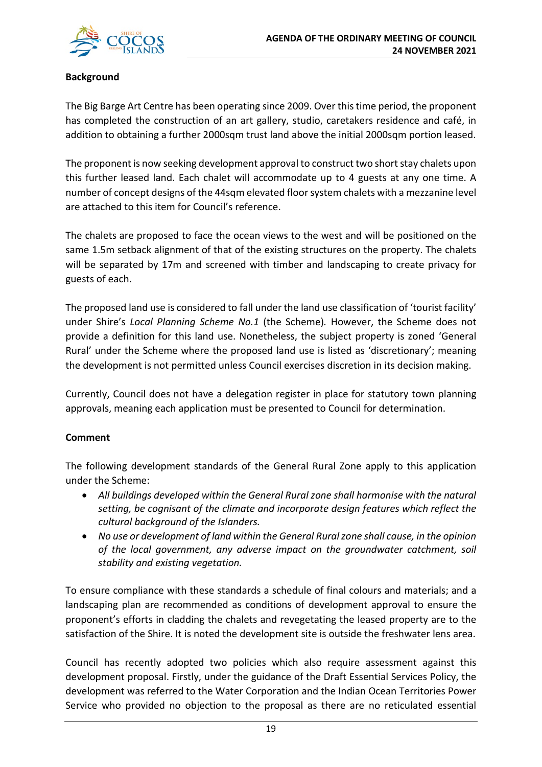**Background**

The Big Barge Art Centre has been operating since 2009. Over this time period, the proponent has completed the construction of an art gallery, studio, caretakers residence and café, in addition to obtaining a further 2000sqm trust land above the initial 2000sqm portion leased.

The proponent is now seeking development approval to construct two short stay chalets upon this further leased land. Each chalet will accommodate up to 4 guests at any one time. A number of concept designs of the 44sqm elevated floor system chalets with a mezzanine level are attached to this item for Council's reference.

The chalets are proposed to face the ocean views to the west and will be positioned on the same 1.5m setback alignment of that of the existing structures on the property. The chalets will be separated by 17m and screened with timber and landscaping to create privacy for guests of each.

The proposed land use is considered to fall under the land use classification of 'tourist facility' under Shire's *Local Planning Scheme No.1* (the Scheme). However, the Scheme does not provide a definition for this land use. Nonetheless, the subject property is zoned 'General Rural' under the Scheme where the proposed land use is listed as 'discretionary'; meaning the development is not permitted unless Council exercises discretion in its decision making.

Currently, Council does not have a delegation register in place for statutory town planning approvals, meaning each application must be presented to Council for determination.

**Comment**

The following development standards of the General Rural Zone apply to this application under the Scheme:

- *All buildings developed within the General Rural zone shall harmonise with the natural setting, be cognisant of the climate and incorporate design features which reflect the cultural background of the Islanders.*
- *No use or development of land within the General Rural zone shall cause, in the opinion of the local government, any adverse impact on the groundwater catchment, soil stability and existing vegetation.*

To ensure compliance with these standards a schedule of final colours and materials; and a landscaping plan are recommended as conditions of development approval to ensure the proponent's efforts in cladding the chalets and revegetating the leased property are to the satisfaction of the Shire. It is noted the development site is outside the freshwater lens area.

Council has recently adopted two policies which also require assessment against this development proposal. Firstly, under the guidance of the Draft Essential Services Policy, the development was referred to the Water Corporation and the Indian Ocean Territories Power Service who provided no objection to the proposal as there are no reticulated essential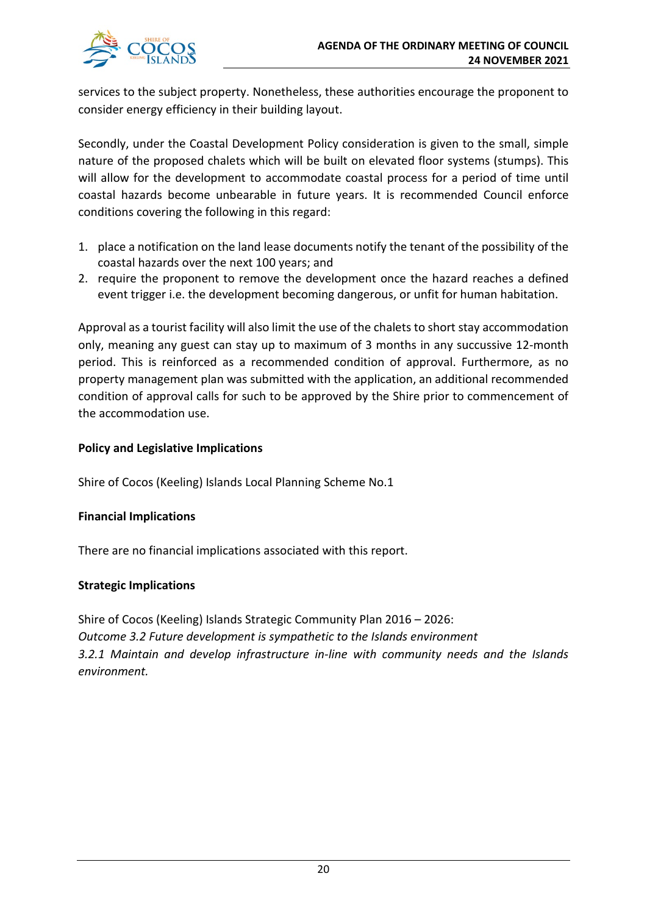services to the subject property. Nonetheless, these authorities encourage the proponent to consider energy efficiency in their building layout.

Secondly, under the Coastal Development Policy consideration is given to the small, simple nature of the proposed chalets which will be built on elevated floor systems (stumps). This will allow for the development to accommodate coastal process for a period of time until coastal hazards become unbearable in future years. It is recommended Council enforce conditions covering the following in this regard:

1. place a notification on the land lease documents notify the tenant of the possibility of the coastal hazards over the next 100 years; and
2. require the proponent to remove the development once the hazard reaches a defined event trigger i.e. the development becoming dangerous, or unfit for human habitation.

Approval as a tourist facility will also limit the use of the chalets to short stay accommodation only, meaning any guest can stay up to maximum of 3 months in any succussive 12-month period. This is reinforced as a recommended condition of approval. Furthermore, as no property management plan was submitted with the application, an additional recommended condition of approval calls for such to be approved by the Shire prior to commencement of the accommodation use.

**Policy and Legislative Implications**

Shire of Cocos (Keeling) Islands Local Planning Scheme No.1

**Financial Implications**

There are no financial implications associated with this report.

**Strategic Implications**

Shire of Cocos (Keeling) Islands Strategic Community Plan 2016 – 2026:
*Outcome 3.2 Future development is sympathetic to the Islands environment*
*3.2.1 Maintain and develop infrastructure in-line with community needs and the Islands environment.*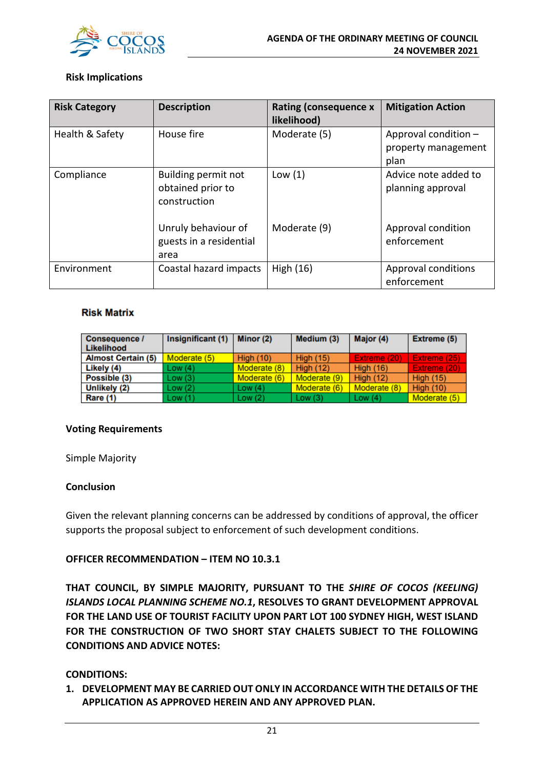**Risk Implications**

| Risk Category | Description | Rating (consequence x likelihood) | Mitigation Action |
|---|---|---|---|
| Health & Safety | House fire | Moderate (5) | Approval condition – property management plan |
| Compliance | Building permit not obtained prior to construction | Low (1) | Advice note added to planning approval |
| | Unruly behaviour of guests in a residential area | Moderate (9) | Approval condition enforcement |
| Environment | Coastal hazard impacts | High (16) | Approval conditions enforcement |

**Risk Matrix**

| Consequence / Likelihood | Insignificant (1) | Minor (2) | Medium (3) | Major (4) | Extreme (5) |
|---|---|---|---|---|---|
| Almost Certain (5) | Moderate (5) | High (10) | High (15) | Extreme (20) | Extreme (25) |
| Likely (4) | Low (4) | Moderate (8) | High (12) | High (16) | Extreme (20) |
| Possible (3) | Low (3) | Moderate (6) | Moderate (9) | High (12) | High (15) |
| Unlikely (2) | Low (2) | Low (4) | Moderate (6) | Moderate (8) | High (10) |
| Rare (1) | Low (1) | Low (2) | Low (3) | Low (4) | Moderate (5) |

**Voting Requirements**

Simple Majority

**Conclusion**

Given the relevant planning concerns can be addressed by conditions of approval, the officer supports the proposal subject to enforcement of such development conditions.

**OFFICER RECOMMENDATION – ITEM NO 10.3.1**

**THAT COUNCIL, BY SIMPLE MAJORITY, PURSUANT TO THE *SHIRE OF COCOS (KEELING) ISLANDS LOCAL PLANNING SCHEME NO.1*, RESOLVES TO GRANT DEVELOPMENT APPROVAL FOR THE LAND USE OF TOURIST FACILITY UPON PART LOT 100 SYDNEY HIGH, WEST ISLAND FOR THE CONSTRUCTION OF TWO SHORT STAY CHALETS SUBJECT TO THE FOLLOWING CONDITIONS AND ADVICE NOTES:**

**CONDITIONS:**

1. **DEVELOPMENT MAY BE CARRIED OUT ONLY IN ACCORDANCE WITH THE DETAILS OF THE APPLICATION AS APPROVED HEREIN AND ANY APPROVED PLAN.**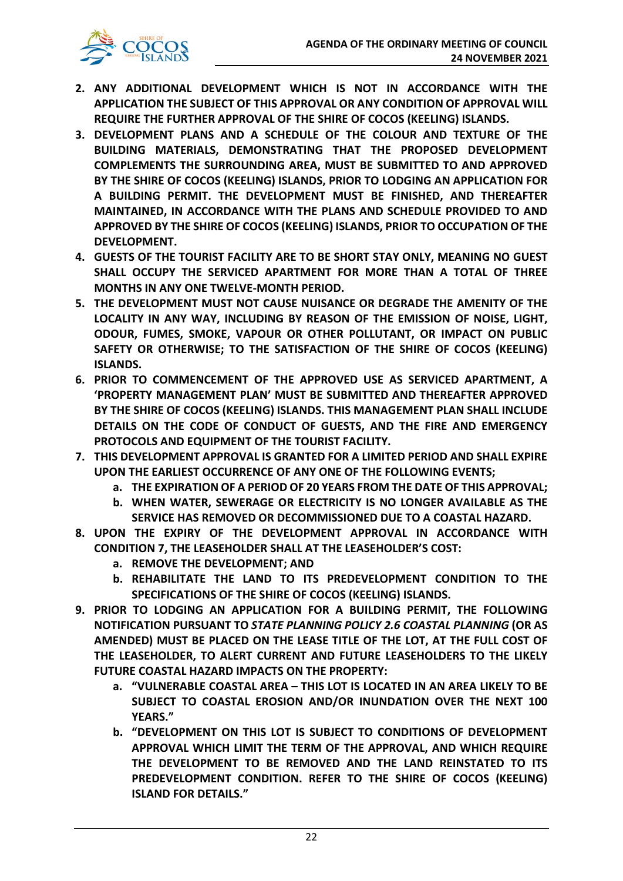2. **ANY ADDITIONAL DEVELOPMENT WHICH IS NOT IN ACCORDANCE WITH THE APPLICATION THE SUBJECT OF THIS APPROVAL OR ANY CONDITION OF APPROVAL WILL REQUIRE THE FURTHER APPROVAL OF THE SHIRE OF COCOS (KEELING) ISLANDS.**
3. **DEVELOPMENT PLANS AND A SCHEDULE OF THE COLOUR AND TEXTURE OF THE BUILDING MATERIALS, DEMONSTRATING THAT THE PROPOSED DEVELOPMENT COMPLEMENTS THE SURROUNDING AREA, MUST BE SUBMITTED TO AND APPROVED BY THE SHIRE OF COCOS (KEELING) ISLANDS, PRIOR TO LODGING AN APPLICATION FOR A BUILDING PERMIT. THE DEVELOPMENT MUST BE FINISHED, AND THEREAFTER MAINTAINED, IN ACCORDANCE WITH THE PLANS AND SCHEDULE PROVIDED TO AND APPROVED BY THE SHIRE OF COCOS (KEELING) ISLANDS, PRIOR TO OCCUPATION OF THE DEVELOPMENT.**
4. **GUESTS OF THE TOURIST FACILITY ARE TO BE SHORT STAY ONLY, MEANING NO GUEST SHALL OCCUPY THE SERVICED APARTMENT FOR MORE THAN A TOTAL OF THREE MONTHS IN ANY ONE TWELVE-MONTH PERIOD.**
5. **THE DEVELOPMENT MUST NOT CAUSE NUISANCE OR DEGRADE THE AMENITY OF THE LOCALITY IN ANY WAY, INCLUDING BY REASON OF THE EMISSION OF NOISE, LIGHT, ODOUR, FUMES, SMOKE, VAPOUR OR OTHER POLLUTANT, OR IMPACT ON PUBLIC SAFETY OR OTHERWISE; TO THE SATISFACTION OF THE SHIRE OF COCOS (KEELING) ISLANDS.**
6. **PRIOR TO COMMENCEMENT OF THE APPROVED USE AS SERVICED APARTMENT, A 'PROPERTY MANAGEMENT PLAN' MUST BE SUBMITTED AND THEREAFTER APPROVED BY THE SHIRE OF COCOS (KEELING) ISLANDS. THIS MANAGEMENT PLAN SHALL INCLUDE DETAILS ON THE CODE OF CONDUCT OF GUESTS, AND THE FIRE AND EMERGENCY PROTOCOLS AND EQUIPMENT OF THE TOURIST FACILITY.**
7. **THIS DEVELOPMENT APPROVAL IS GRANTED FOR A LIMITED PERIOD AND SHALL EXPIRE UPON THE EARLIEST OCCURRENCE OF ANY ONE OF THE FOLLOWING EVENTS;**
   a. **THE EXPIRATION OF A PERIOD OF 20 YEARS FROM THE DATE OF THIS APPROVAL;**
   b. **WHEN WATER, SEWERAGE OR ELECTRICITY IS NO LONGER AVAILABLE AS THE SERVICE HAS REMOVED OR DECOMMISSIONED DUE TO A COASTAL HAZARD.**
8. **UPON THE EXPIRY OF THE DEVELOPMENT APPROVAL IN ACCORDANCE WITH CONDITION 7, THE LEASEHOLDER SHALL AT THE LEASEHOLDER'S COST:**
   a. **REMOVE THE DEVELOPMENT; AND**
   b. **REHABILITATE THE LAND TO ITS PREDEVELOPMENT CONDITION TO THE SPECIFICATIONS OF THE SHIRE OF COCOS (KEELING) ISLANDS.**
9. **PRIOR TO LODGING AN APPLICATION FOR A BUILDING PERMIT, THE FOLLOWING NOTIFICATION PURSUANT TO *STATE PLANNING POLICY 2.6 COASTAL PLANNING* (OR AS AMENDED) MUST BE PLACED ON THE LEASE TITLE OF THE LOT, AT THE FULL COST OF THE LEASEHOLDER, TO ALERT CURRENT AND FUTURE LEASEHOLDERS TO THE LIKELY FUTURE COASTAL HAZARD IMPACTS ON THE PROPERTY:**
   a. **"VULNERABLE COASTAL AREA – THIS LOT IS LOCATED IN AN AREA LIKELY TO BE SUBJECT TO COASTAL EROSION AND/OR INUNDATION OVER THE NEXT 100 YEARS."**
   b. **"DEVELOPMENT ON THIS LOT IS SUBJECT TO CONDITIONS OF DEVELOPMENT APPROVAL WHICH LIMIT THE TERM OF THE APPROVAL, AND WHICH REQUIRE THE DEVELOPMENT TO BE REMOVED AND THE LAND REINSTATED TO ITS PREDEVELOPMENT CONDITION. REFER TO THE SHIRE OF COCOS (KEELING) ISLAND FOR DETAILS."**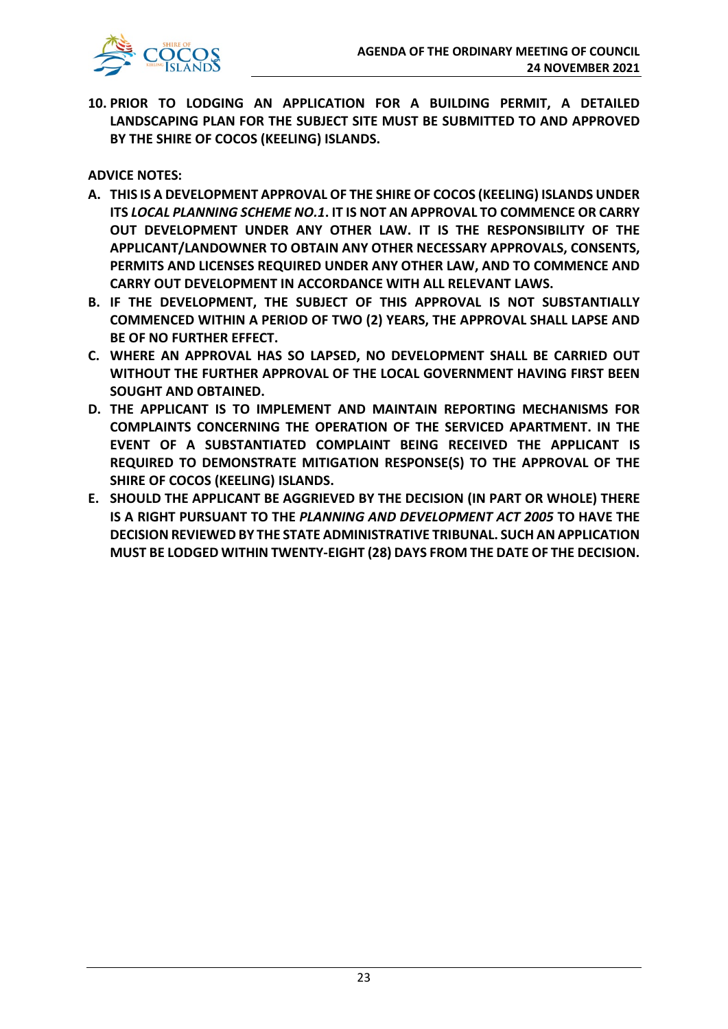**10. PRIOR TO LODGING AN APPLICATION FOR A BUILDING PERMIT, A DETAILED LANDSCAPING PLAN FOR THE SUBJECT SITE MUST BE SUBMITTED TO AND APPROVED BY THE SHIRE OF COCOS (KEELING) ISLANDS.**

**ADVICE NOTES:**

**A. THIS IS A DEVELOPMENT APPROVAL OF THE SHIRE OF COCOS (KEELING) ISLANDS UNDER ITS *LOCAL PLANNING SCHEME NO.1*. IT IS NOT AN APPROVAL TO COMMENCE OR CARRY OUT DEVELOPMENT UNDER ANY OTHER LAW. IT IS THE RESPONSIBILITY OF THE APPLICANT/LANDOWNER TO OBTAIN ANY OTHER NECESSARY APPROVALS, CONSENTS, PERMITS AND LICENSES REQUIRED UNDER ANY OTHER LAW, AND TO COMMENCE AND CARRY OUT DEVELOPMENT IN ACCORDANCE WITH ALL RELEVANT LAWS.**

**B. IF THE DEVELOPMENT, THE SUBJECT OF THIS APPROVAL IS NOT SUBSTANTIALLY COMMENCED WITHIN A PERIOD OF TWO (2) YEARS, THE APPROVAL SHALL LAPSE AND BE OF NO FURTHER EFFECT.**

**C. WHERE AN APPROVAL HAS SO LAPSED, NO DEVELOPMENT SHALL BE CARRIED OUT WITHOUT THE FURTHER APPROVAL OF THE LOCAL GOVERNMENT HAVING FIRST BEEN SOUGHT AND OBTAINED.**

**D. THE APPLICANT IS TO IMPLEMENT AND MAINTAIN REPORTING MECHANISMS FOR COMPLAINTS CONCERNING THE OPERATION OF THE SERVICED APARTMENT. IN THE EVENT OF A SUBSTANTIATED COMPLAINT BEING RECEIVED THE APPLICANT IS REQUIRED TO DEMONSTRATE MITIGATION RESPONSE(S) TO THE APPROVAL OF THE SHIRE OF COCOS (KEELING) ISLANDS.**

**E. SHOULD THE APPLICANT BE AGGRIEVED BY THE DECISION (IN PART OR WHOLE) THERE IS A RIGHT PURSUANT TO THE *PLANNING AND DEVELOPMENT ACT 2005* TO HAVE THE DECISION REVIEWED BY THE STATE ADMINISTRATIVE TRIBUNAL. SUCH AN APPLICATION MUST BE LODGED WITHIN TWENTY-EIGHT (28) DAYS FROM THE DATE OF THE DECISION.**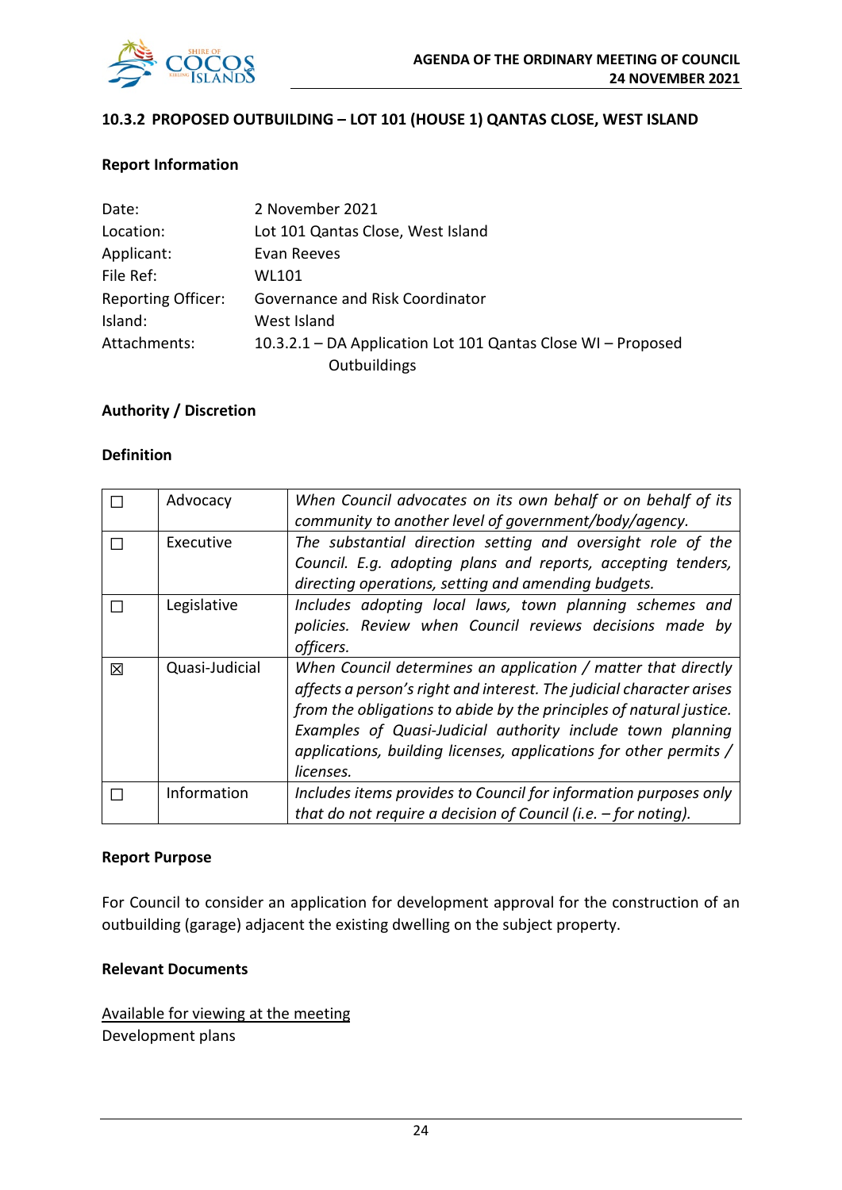### 10.3.2 PROPOSED OUTBUILDING – LOT 101 (HOUSE 1) QANTAS CLOSE, WEST ISLAND

**Report Information**

| | |
|---|---|
| Date: | 2 November 2021 |
| Location: | Lot 101 Qantas Close, West Island |
| Applicant: | Evan Reeves |
| File Ref: | WL101 |
| Reporting Officer: | Governance and Risk Coordinator |
| Island: | West Island |
| Attachments: | 10.3.2.1 – DA Application Lot 101 Qantas Close WI – Proposed Outbuildings |

**Authority / Discretion**

**Definition**

| | | |
|---|---|---|
| ☐ | Advocacy | *When Council advocates on its own behalf or on behalf of its community to another level of government/body/agency.* |
| ☐ | Executive | *The substantial direction setting and oversight role of the Council. E.g. adopting plans and reports, accepting tenders, directing operations, setting and amending budgets.* |
| ☐ | Legislative | *Includes adopting local laws, town planning schemes and policies. Review when Council reviews decisions made by officers.* |
| ☒ | Quasi-Judicial | *When Council determines an application / matter that directly affects a person's right and interest. The judicial character arises from the obligations to abide by the principles of natural justice. Examples of Quasi-Judicial authority include town planning applications, building licenses, applications for other permits / licenses.* |
| ☐ | Information | *Includes items provides to Council for information purposes only that do not require a decision of Council (i.e. – for noting).* |

**Report Purpose**

For Council to consider an application for development approval for the construction of an outbuilding (garage) adjacent the existing dwelling on the subject property.

**Relevant Documents**

Available for viewing at the meeting
Development plans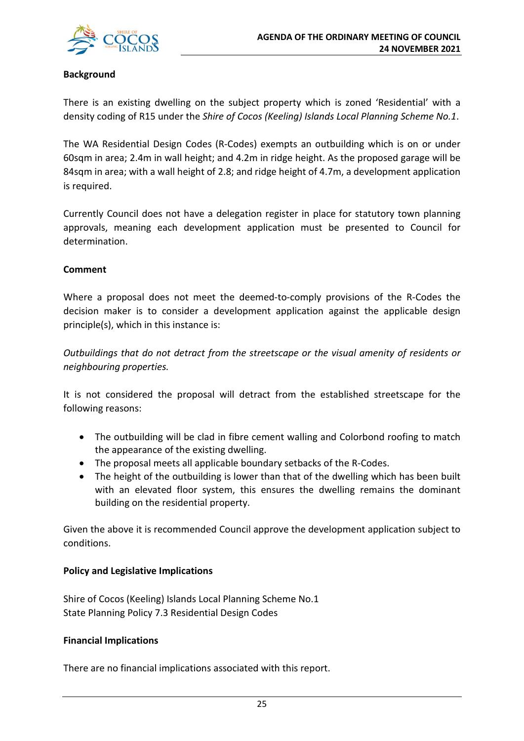**Background**

There is an existing dwelling on the subject property which is zoned 'Residential' with a density coding of R15 under the *Shire of Cocos (Keeling) Islands Local Planning Scheme No.1*.

The WA Residential Design Codes (R-Codes) exempts an outbuilding which is on or under 60sqm in area; 2.4m in wall height; and 4.2m in ridge height. As the proposed garage will be 84sqm in area; with a wall height of 2.8; and ridge height of 4.7m, a development application is required.

Currently Council does not have a delegation register in place for statutory town planning approvals, meaning each development application must be presented to Council for determination.

**Comment**

Where a proposal does not meet the deemed-to-comply provisions of the R-Codes the decision maker is to consider a development application against the applicable design principle(s), which in this instance is:

*Outbuildings that do not detract from the streetscape or the visual amenity of residents or neighbouring properties.*

It is not considered the proposal will detract from the established streetscape for the following reasons:

- The outbuilding will be clad in fibre cement walling and Colorbond roofing to match the appearance of the existing dwelling.
- The proposal meets all applicable boundary setbacks of the R-Codes.
- The height of the outbuilding is lower than that of the dwelling which has been built with an elevated floor system, this ensures the dwelling remains the dominant building on the residential property.

Given the above it is recommended Council approve the development application subject to conditions.

**Policy and Legislative Implications**

Shire of Cocos (Keeling) Islands Local Planning Scheme No.1
State Planning Policy 7.3 Residential Design Codes

**Financial Implications**

There are no financial implications associated with this report.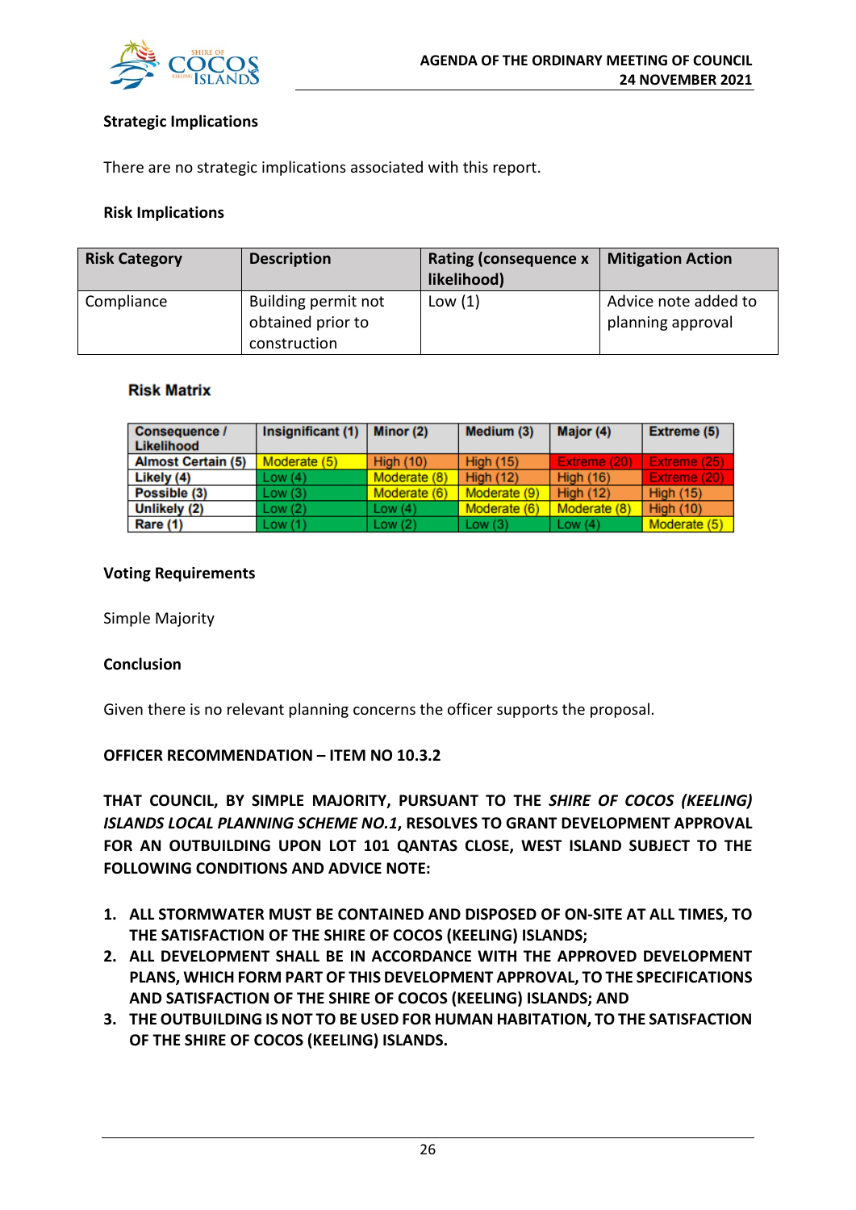### Strategic Implications

There are no strategic implications associated with this report.

### Risk Implications

| Risk Category | Description | Rating (consequence x likelihood) | Mitigation Action |
|---|---|---|---|
| Compliance | Building permit not obtained prior to construction | Low (1) | Advice note added to planning approval |

#### Risk Matrix

| Consequence / Likelihood | Insignificant (1) | Minor (2) | Medium (3) | Major (4) | Extreme (5) |
|---|---|---|---|---|---|
| Almost Certain (5) | Moderate (5) | High (10) | High (15) | Extreme (20) | Extreme (25) |
| Likely (4) | Low (4) | Moderate (8) | High (12) | High (16) | Extreme (20) |
| Possible (3) | Low (3) | Moderate (6) | Moderate (9) | High (12) | High (15) |
| Unlikely (2) | Low (2) | Low (4) | Moderate (6) | Moderate (8) | High (10) |
| Rare (1) | Low (1) | Low (2) | Low (3) | Low (4) | Moderate (5) |

### Voting Requirements

Simple Majority

### Conclusion

Given there is no relevant planning concerns the officer supports the proposal.

**OFFICER RECOMMENDATION – ITEM NO 10.3.2**

**THAT COUNCIL, BY SIMPLE MAJORITY, PURSUANT TO THE *SHIRE OF COCOS (KEELING) ISLANDS LOCAL PLANNING SCHEME NO.1*, RESOLVES TO GRANT DEVELOPMENT APPROVAL FOR AN OUTBUILDING UPON LOT 101 QANTAS CLOSE, WEST ISLAND SUBJECT TO THE FOLLOWING CONDITIONS AND ADVICE NOTE:**

1. **ALL STORMWATER MUST BE CONTAINED AND DISPOSED OF ON-SITE AT ALL TIMES, TO THE SATISFACTION OF THE SHIRE OF COCOS (KEELING) ISLANDS;**
2. **ALL DEVELOPMENT SHALL BE IN ACCORDANCE WITH THE APPROVED DEVELOPMENT PLANS, WHICH FORM PART OF THIS DEVELOPMENT APPROVAL, TO THE SPECIFICATIONS AND SATISFACTION OF THE SHIRE OF COCOS (KEELING) ISLANDS; AND**
3. **THE OUTBUILDING IS NOT TO BE USED FOR HUMAN HABITATION, TO THE SATISFACTION OF THE SHIRE OF COCOS (KEELING) ISLANDS.**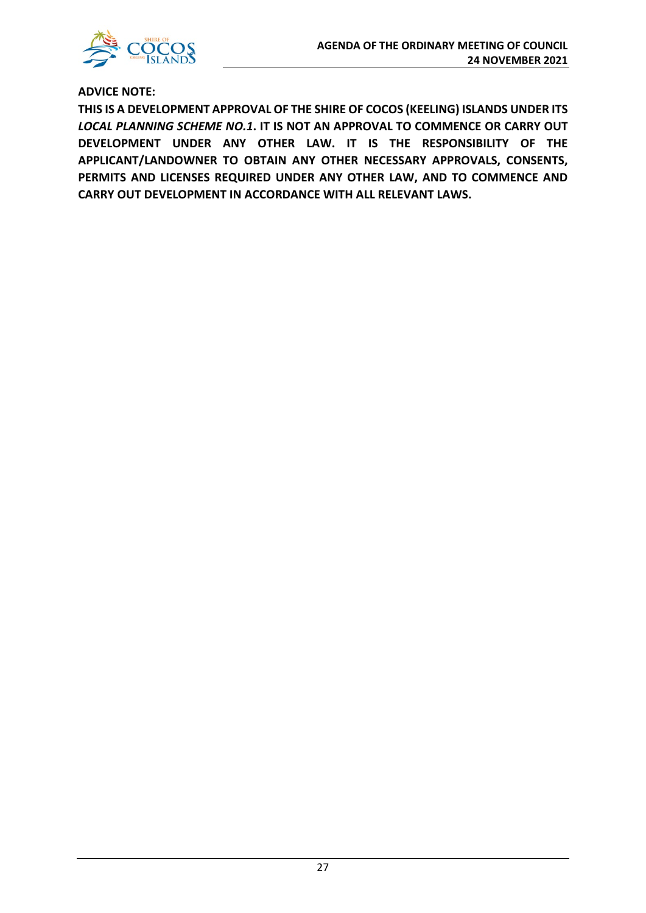**ADVICE NOTE:**

**THIS IS A DEVELOPMENT APPROVAL OF THE SHIRE OF COCOS (KEELING) ISLANDS UNDER ITS *LOCAL PLANNING SCHEME NO.1*. IT IS NOT AN APPROVAL TO COMMENCE OR CARRY OUT DEVELOPMENT UNDER ANY OTHER LAW. IT IS THE RESPONSIBILITY OF THE APPLICANT/LANDOWNER TO OBTAIN ANY OTHER NECESSARY APPROVALS, CONSENTS, PERMITS AND LICENSES REQUIRED UNDER ANY OTHER LAW, AND TO COMMENCE AND CARRY OUT DEVELOPMENT IN ACCORDANCE WITH ALL RELEVANT LAWS.**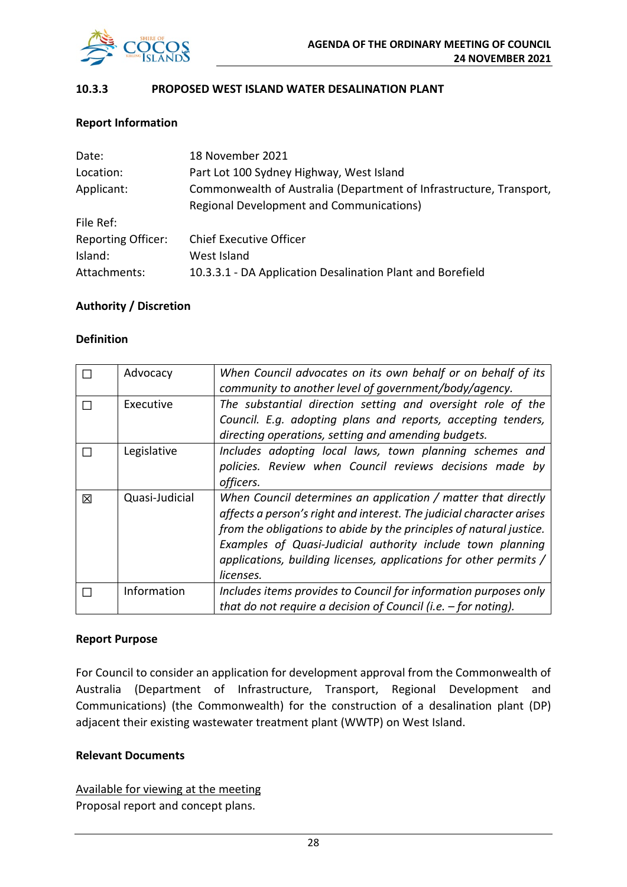## 10.3.3 PROPOSED WEST ISLAND WATER DESALINATION PLANT

### Report Information

| | |
|---|---|
| Date: | 18 November 2021 |
| Location: | Part Lot 100 Sydney Highway, West Island |
| Applicant: | Commonwealth of Australia (Department of Infrastructure, Transport, Regional Development and Communications) |
| File Ref: | |
| Reporting Officer: | Chief Executive Officer |
| Island: | West Island |
| Attachments: | 10.3.3.1 - DA Application Desalination Plant and Borefield |

### Authority / Discretion

### Definition

| | | |
|---|---|---|
| ☐ | Advocacy | *When Council advocates on its own behalf or on behalf of its community to another level of government/body/agency.* |
| ☐ | Executive | *The substantial direction setting and oversight role of the Council. E.g. adopting plans and reports, accepting tenders, directing operations, setting and amending budgets.* |
| ☐ | Legislative | *Includes adopting local laws, town planning schemes and policies. Review when Council reviews decisions made by officers.* |
| ☒ | Quasi-Judicial | *When Council determines an application / matter that directly affects a person's right and interest. The judicial character arises from the obligations to abide by the principles of natural justice. Examples of Quasi-Judicial authority include town planning applications, building licenses, applications for other permits / licenses.* |
| ☐ | Information | *Includes items provides to Council for information purposes only that do not require a decision of Council (i.e. – for noting).* |

### Report Purpose

For Council to consider an application for development approval from the Commonwealth of Australia (Department of Infrastructure, Transport, Regional Development and Communications) (the Commonwealth) for the construction of a desalination plant (DP) adjacent their existing wastewater treatment plant (WWTP) on West Island.

### Relevant Documents

Available for viewing at the meeting
Proposal report and concept plans.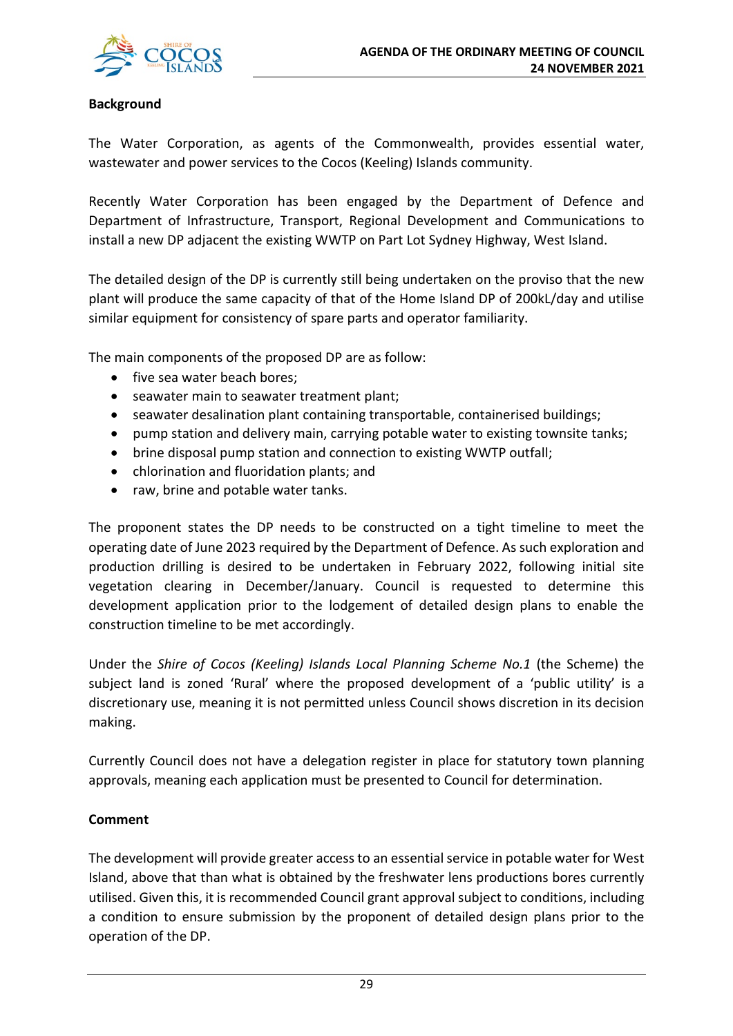**Background**

The Water Corporation, as agents of the Commonwealth, provides essential water, wastewater and power services to the Cocos (Keeling) Islands community.

Recently Water Corporation has been engaged by the Department of Defence and Department of Infrastructure, Transport, Regional Development and Communications to install a new DP adjacent the existing WWTP on Part Lot Sydney Highway, West Island.

The detailed design of the DP is currently still being undertaken on the proviso that the new plant will produce the same capacity of that of the Home Island DP of 200kL/day and utilise similar equipment for consistency of spare parts and operator familiarity.

The main components of the proposed DP are as follow:

- five sea water beach bores;
- seawater main to seawater treatment plant;
- seawater desalination plant containing transportable, containerised buildings;
- pump station and delivery main, carrying potable water to existing townsite tanks;
- brine disposal pump station and connection to existing WWTP outfall;
- chlorination and fluoridation plants; and
- raw, brine and potable water tanks.

The proponent states the DP needs to be constructed on a tight timeline to meet the operating date of June 2023 required by the Department of Defence. As such exploration and production drilling is desired to be undertaken in February 2022, following initial site vegetation clearing in December/January. Council is requested to determine this development application prior to the lodgement of detailed design plans to enable the construction timeline to be met accordingly.

Under the *Shire of Cocos (Keeling) Islands Local Planning Scheme No.1* (the Scheme) the subject land is zoned 'Rural' where the proposed development of a 'public utility' is a discretionary use, meaning it is not permitted unless Council shows discretion in its decision making.

Currently Council does not have a delegation register in place for statutory town planning approvals, meaning each application must be presented to Council for determination.

**Comment**

The development will provide greater access to an essential service in potable water for West Island, above that than what is obtained by the freshwater lens productions bores currently utilised. Given this, it is recommended Council grant approval subject to conditions, including a condition to ensure submission by the proponent of detailed design plans prior to the operation of the DP.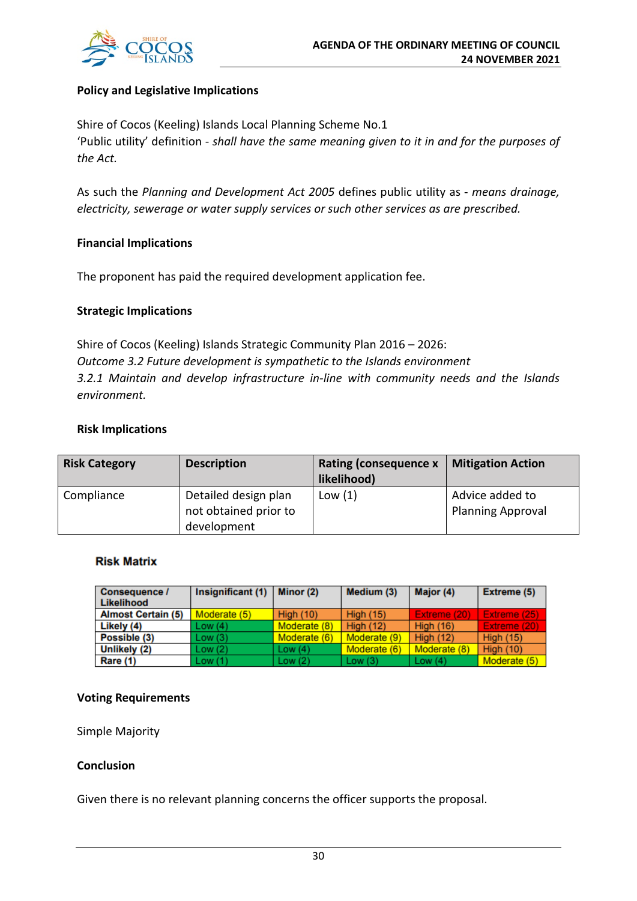## Policy and Legislative Implications

Shire of Cocos (Keeling) Islands Local Planning Scheme No.1
'Public utility' definition - *shall have the same meaning given to it in and for the purposes of the Act.*

As such the *Planning and Development Act 2005* defines public utility as - *means drainage, electricity, sewerage or water supply services or such other services as are prescribed.*

## Financial Implications

The proponent has paid the required development application fee.

## Strategic Implications

Shire of Cocos (Keeling) Islands Strategic Community Plan 2016 – 2026:
*Outcome 3.2 Future development is sympathetic to the Islands environment*
*3.2.1 Maintain and develop infrastructure in-line with community needs and the Islands environment.*

## Risk Implications

| Risk Category | Description | Rating (consequence x likelihood) | Mitigation Action |
|---|---|---|---|
| Compliance | Detailed design plan not obtained prior to development | Low (1) | Advice added to Planning Approval |

### Risk Matrix

| Consequence / Likelihood | Insignificant (1) | Minor (2) | Medium (3) | Major (4) | Extreme (5) |
|---|---|---|---|---|---|
| Almost Certain (5) | Moderate (5) | High (10) | High (15) | Extreme (20) | Extreme (25) |
| Likely (4) | Low (4) | Moderate (8) | High (12) | High (16) | Extreme (20) |
| Possible (3) | Low (3) | Moderate (6) | Moderate (9) | High (12) | High (15) |
| Unlikely (2) | Low (2) | Low (4) | Moderate (6) | Moderate (8) | High (10) |
| Rare (1) | Low (1) | Low (2) | Low (3) | Low (4) | Moderate (5) |

## Voting Requirements

Simple Majority

## Conclusion

Given there is no relevant planning concerns the officer supports the proposal.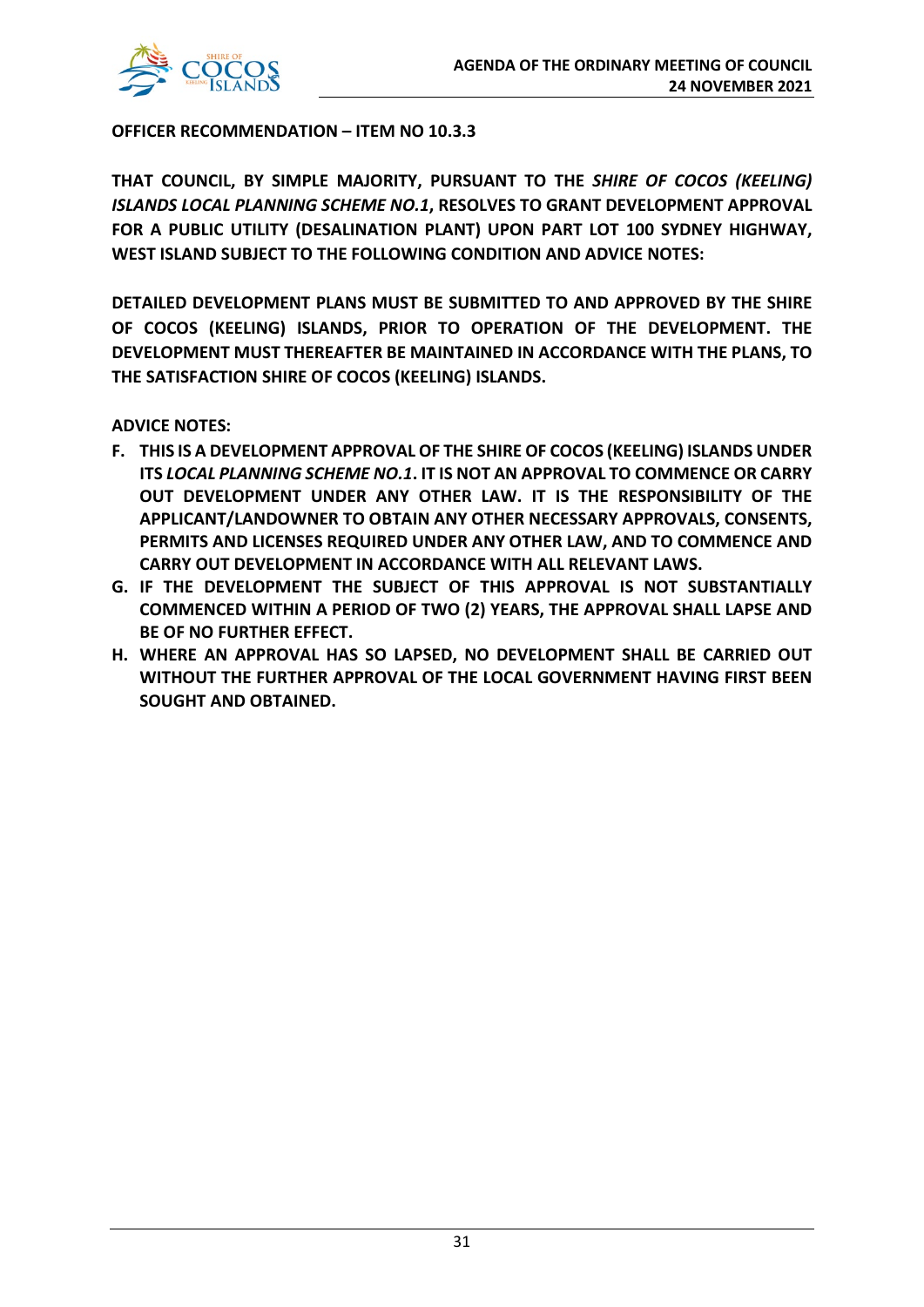**OFFICER RECOMMENDATION – ITEM NO 10.3.3**

**THAT COUNCIL, BY SIMPLE MAJORITY, PURSUANT TO THE *SHIRE OF COCOS (KEELING) ISLANDS LOCAL PLANNING SCHEME NO.1*, RESOLVES TO GRANT DEVELOPMENT APPROVAL FOR A PUBLIC UTILITY (DESALINATION PLANT) UPON PART LOT 100 SYDNEY HIGHWAY, WEST ISLAND SUBJECT TO THE FOLLOWING CONDITION AND ADVICE NOTES:**

**DETAILED DEVELOPMENT PLANS MUST BE SUBMITTED TO AND APPROVED BY THE SHIRE OF COCOS (KEELING) ISLANDS, PRIOR TO OPERATION OF THE DEVELOPMENT. THE DEVELOPMENT MUST THEREAFTER BE MAINTAINED IN ACCORDANCE WITH THE PLANS, TO THE SATISFACTION SHIRE OF COCOS (KEELING) ISLANDS.**

**ADVICE NOTES:**

- **F. THIS IS A DEVELOPMENT APPROVAL OF THE SHIRE OF COCOS (KEELING) ISLANDS UNDER ITS *LOCAL PLANNING SCHEME NO.1*. IT IS NOT AN APPROVAL TO COMMENCE OR CARRY OUT DEVELOPMENT UNDER ANY OTHER LAW. IT IS THE RESPONSIBILITY OF THE APPLICANT/LANDOWNER TO OBTAIN ANY OTHER NECESSARY APPROVALS, CONSENTS, PERMITS AND LICENSES REQUIRED UNDER ANY OTHER LAW, AND TO COMMENCE AND CARRY OUT DEVELOPMENT IN ACCORDANCE WITH ALL RELEVANT LAWS.**
- **G. IF THE DEVELOPMENT THE SUBJECT OF THIS APPROVAL IS NOT SUBSTANTIALLY COMMENCED WITHIN A PERIOD OF TWO (2) YEARS, THE APPROVAL SHALL LAPSE AND BE OF NO FURTHER EFFECT.**
- **H. WHERE AN APPROVAL HAS SO LAPSED, NO DEVELOPMENT SHALL BE CARRIED OUT WITHOUT THE FURTHER APPROVAL OF THE LOCAL GOVERNMENT HAVING FIRST BEEN SOUGHT AND OBTAINED.**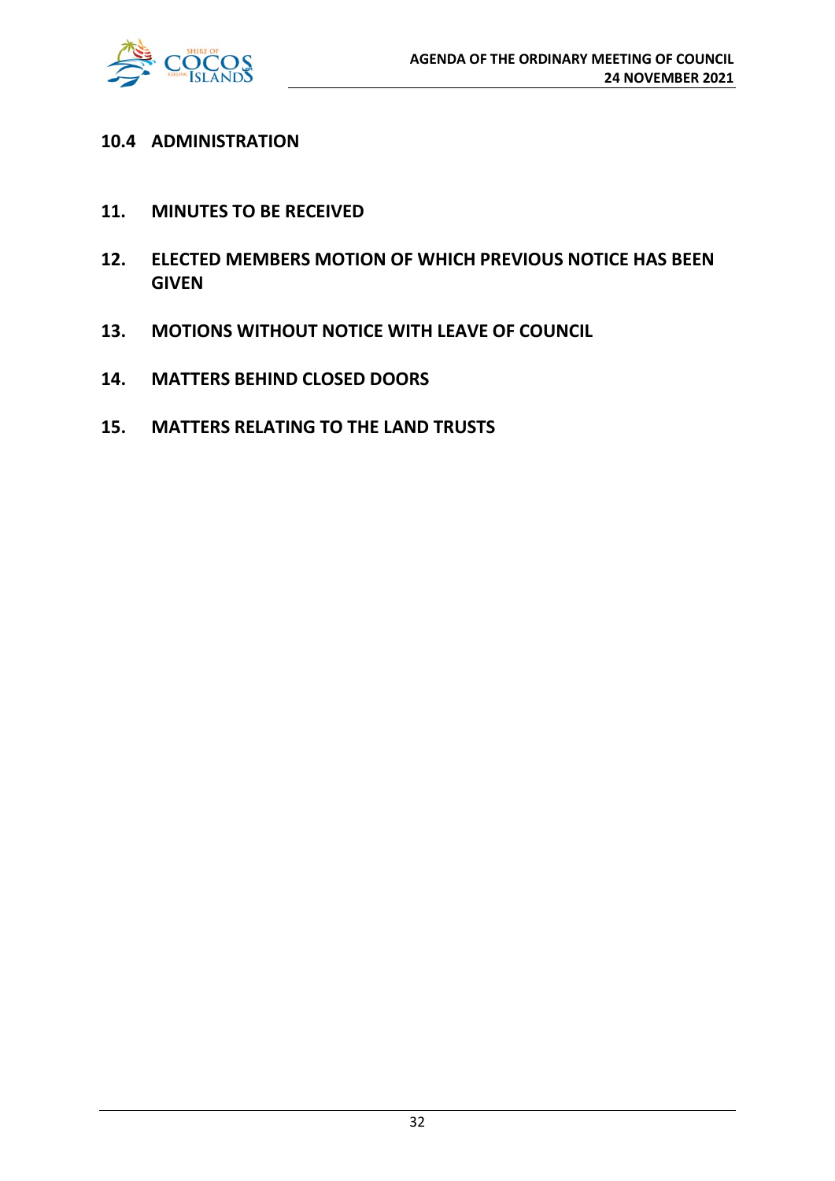## 10.4 ADMINISTRATION

## 11. MINUTES TO BE RECEIVED

## 12. ELECTED MEMBERS MOTION OF WHICH PREVIOUS NOTICE HAS BEEN GIVEN

## 13. MOTIONS WITHOUT NOTICE WITH LEAVE OF COUNCIL

## 14. MATTERS BEHIND CLOSED DOORS

## 15. MATTERS RELATING TO THE LAND TRUSTS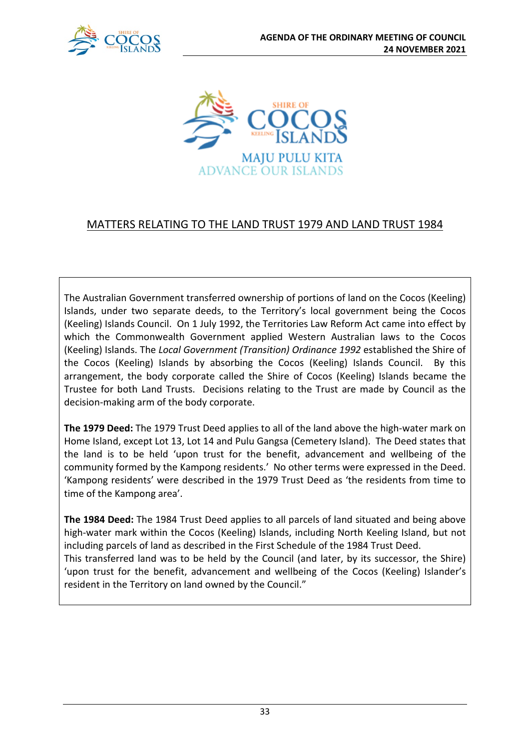MAJU PULU KITA
ADVANCE OUR ISLANDS

## MATTERS RELATING TO THE LAND TRUST 1979 AND LAND TRUST 1984

The Australian Government transferred ownership of portions of land on the Cocos (Keeling) Islands, under two separate deeds, to the Territory's local government being the Cocos (Keeling) Islands Council. On 1 July 1992, the Territories Law Reform Act came into effect by which the Commonwealth Government applied Western Australian laws to the Cocos (Keeling) Islands. The *Local Government (Transition) Ordinance 1992* established the Shire of the Cocos (Keeling) Islands by absorbing the Cocos (Keeling) Islands Council. By this arrangement, the body corporate called the Shire of Cocos (Keeling) Islands became the Trustee for both Land Trusts. Decisions relating to the Trust are made by Council as the decision-making arm of the body corporate.

**The 1979 Deed:** The 1979 Trust Deed applies to all of the land above the high-water mark on Home Island, except Lot 13, Lot 14 and Pulu Gangsa (Cemetery Island). The Deed states that the land is to be held 'upon trust for the benefit, advancement and wellbeing of the community formed by the Kampong residents.' No other terms were expressed in the Deed. 'Kampong residents' were described in the 1979 Trust Deed as 'the residents from time to time of the Kampong area'.

**The 1984 Deed:** The 1984 Trust Deed applies to all parcels of land situated and being above high-water mark within the Cocos (Keeling) Islands, including North Keeling Island, but not including parcels of land as described in the First Schedule of the 1984 Trust Deed.
This transferred land was to be held by the Council (and later, by its successor, the Shire) 'upon trust for the benefit, advancement and wellbeing of the Cocos (Keeling) Islander's resident in the Territory on land owned by the Council."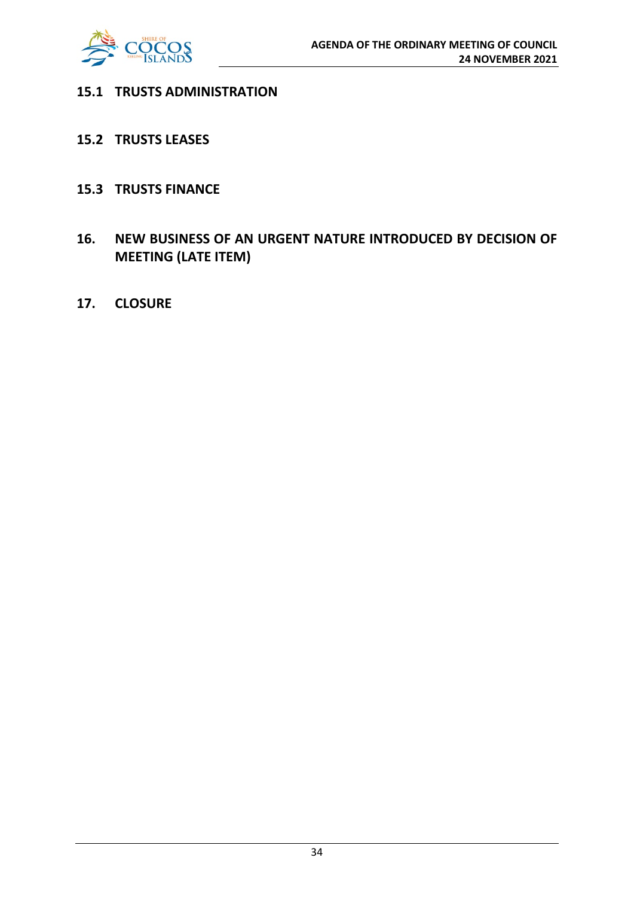## 15.1 TRUSTS ADMINISTRATION

## 15.2 TRUSTS LEASES

## 15.3 TRUSTS FINANCE

## 16. NEW BUSINESS OF AN URGENT NATURE INTRODUCED BY DECISION OF MEETING (LATE ITEM)

## 17. CLOSURE